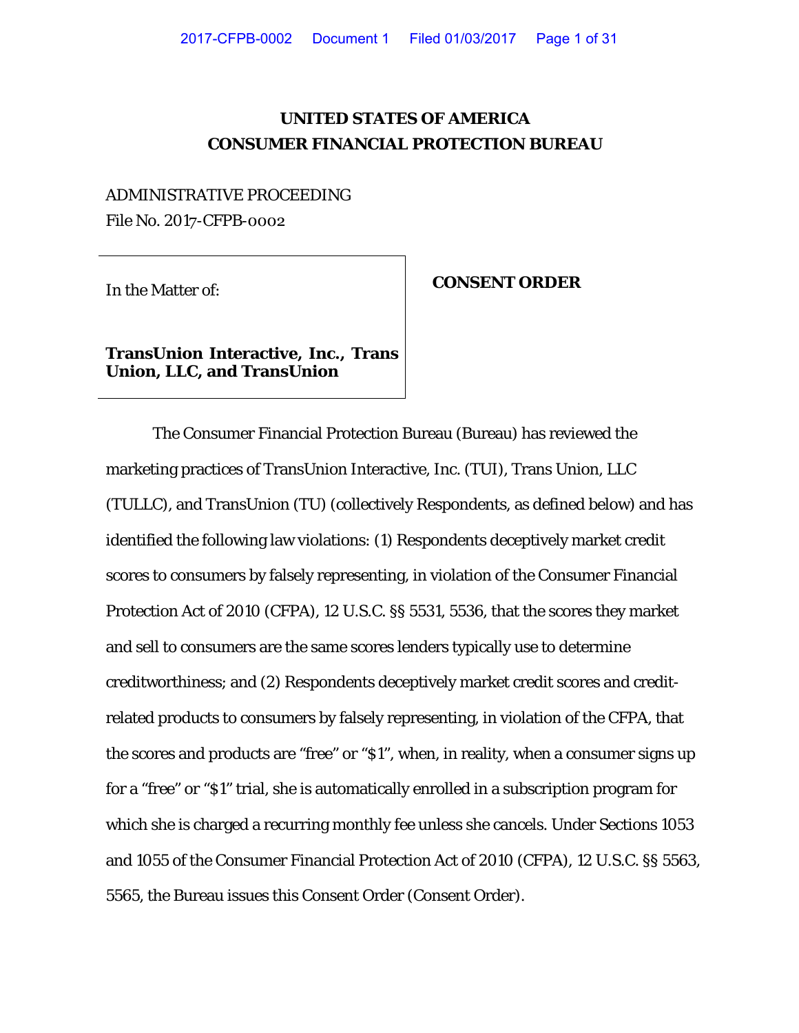# UNITED STATES OF AMERICA
# CONSUMER FINANCIAL PROTECTION BUREAU

ADMINISTRATIVE PROCEEDING
File No. 2017-CFPB-0002

| In the Matter of: **TransUnion Interactive, Inc., Trans Union, LLC, and TransUnion** | **CONSENT ORDER** |
|---|---|

The Consumer Financial Protection Bureau (Bureau) has reviewed the marketing practices of TransUnion Interactive, Inc. (TUI), Trans Union, LLC (TULLC), and TransUnion (TU) (collectively Respondents, as defined below) and has identified the following law violations: (1) Respondents deceptively market credit scores to consumers by falsely representing, in violation of the Consumer Financial Protection Act of 2010 (CFPA), 12 U.S.C. §§ 5531, 5536, that the scores they market and sell to consumers are the same scores lenders typically use to determine creditworthiness; and (2) Respondents deceptively market credit scores and credit-related products to consumers by falsely representing, in violation of the CFPA, that the scores and products are "free" or "$1", when, in reality, when a consumer signs up for a "free" or "$1" trial, she is automatically enrolled in a subscription program for which she is charged a recurring monthly fee unless she cancels. Under Sections 1053 and 1055 of the Consumer Financial Protection Act of 2010 (CFPA), 12 U.S.C. §§ 5563, 5565, the Bureau issues this Consent Order (Consent Order).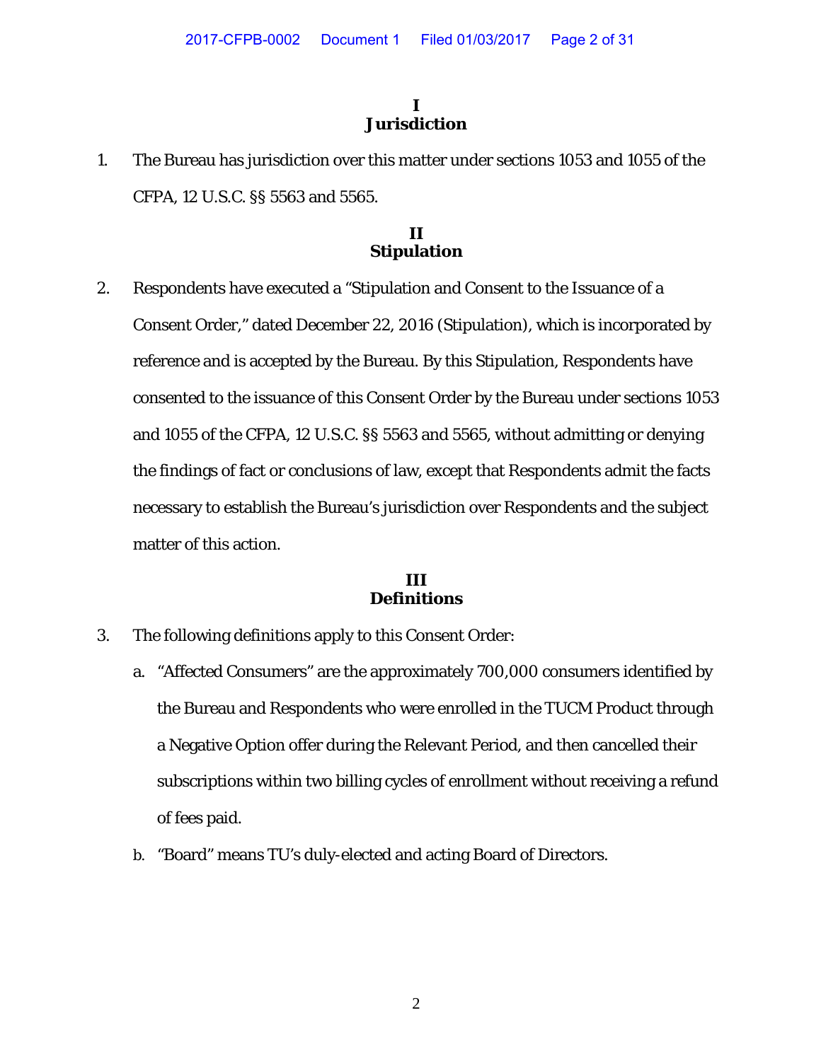## I
## Jurisdiction

1. The Bureau has jurisdiction over this matter under sections 1053 and 1055 of the CFPA, 12 U.S.C. §§ 5563 and 5565.

## II
## Stipulation

2. Respondents have executed a "Stipulation and Consent to the Issuance of a Consent Order," dated December 22, 2016 (Stipulation), which is incorporated by reference and is accepted by the Bureau. By this Stipulation, Respondents have consented to the issuance of this Consent Order by the Bureau under sections 1053 and 1055 of the CFPA, 12 U.S.C. §§ 5563 and 5565, without admitting or denying the findings of fact or conclusions of law, except that Respondents admit the facts necessary to establish the Bureau's jurisdiction over Respondents and the subject matter of this action.

## III
## Definitions

3. The following definitions apply to this Consent Order:

   a. "Affected Consumers" are the approximately 700,000 consumers identified by the Bureau and Respondents who were enrolled in the TUCM Product through a Negative Option offer during the Relevant Period, and then cancelled their subscriptions within two billing cycles of enrollment without receiving a refund of fees paid.

   b. "Board" means TU's duly-elected and acting Board of Directors.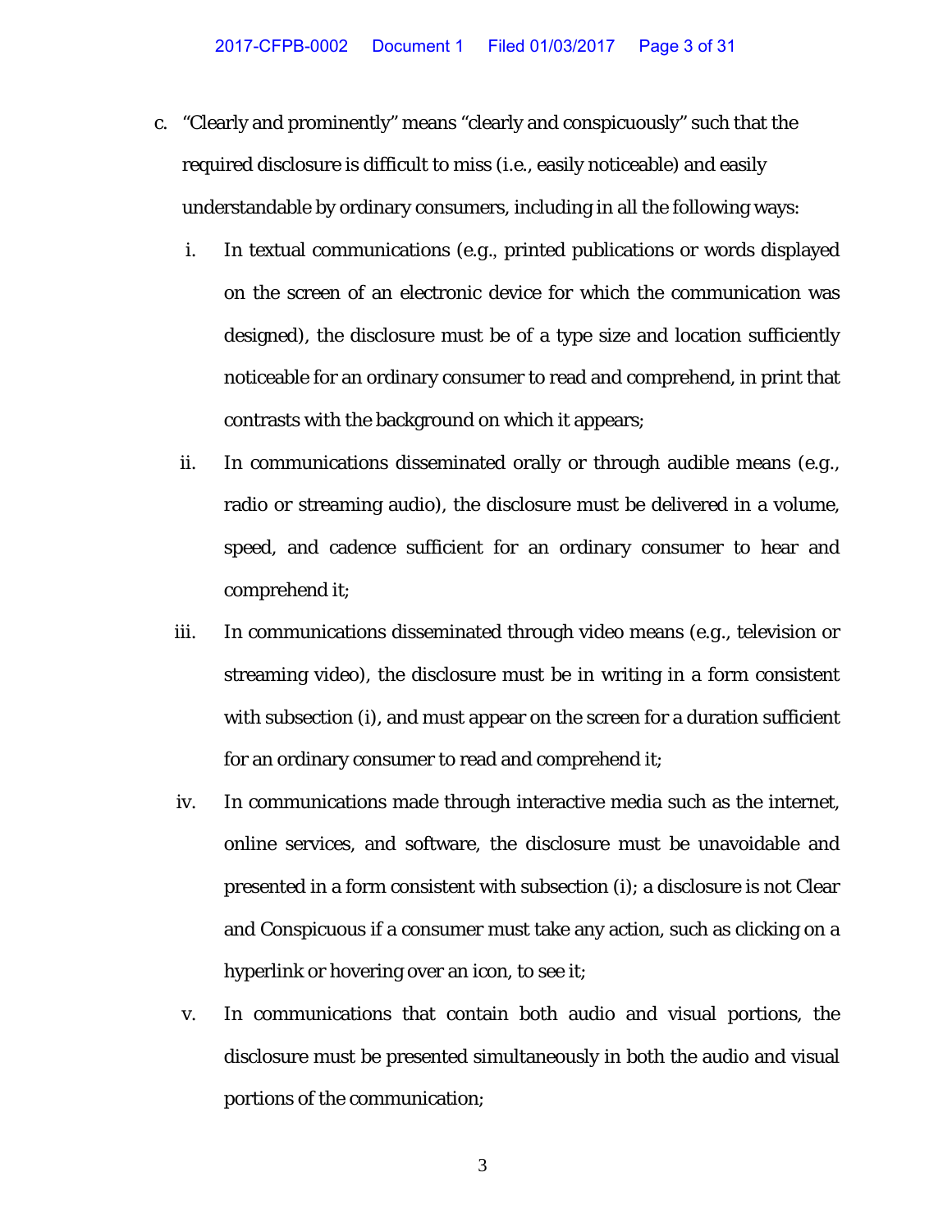c. "Clearly and prominently" means "clearly and conspicuously" such that the required disclosure is difficult to miss (i.e., easily noticeable) and easily understandable by ordinary consumers, including in all the following ways:

   i. In textual communications (e.g., printed publications or words displayed on the screen of an electronic device for which the communication was designed), the disclosure must be of a type size and location sufficiently noticeable for an ordinary consumer to read and comprehend, in print that contrasts with the background on which it appears;

   ii. In communications disseminated orally or through audible means (e.g., radio or streaming audio), the disclosure must be delivered in a volume, speed, and cadence sufficient for an ordinary consumer to hear and comprehend it;

   iii. In communications disseminated through video means (e.g., television or streaming video), the disclosure must be in writing in a form consistent with subsection (i), and must appear on the screen for a duration sufficient for an ordinary consumer to read and comprehend it;

   iv. In communications made through interactive media such as the internet, online services, and software, the disclosure must be unavoidable and presented in a form consistent with subsection (i); a disclosure is not Clear and Conspicuous if a consumer must take any action, such as clicking on a hyperlink or hovering over an icon, to see it;

   v. In communications that contain both audio and visual portions, the disclosure must be presented simultaneously in both the audio and visual portions of the communication;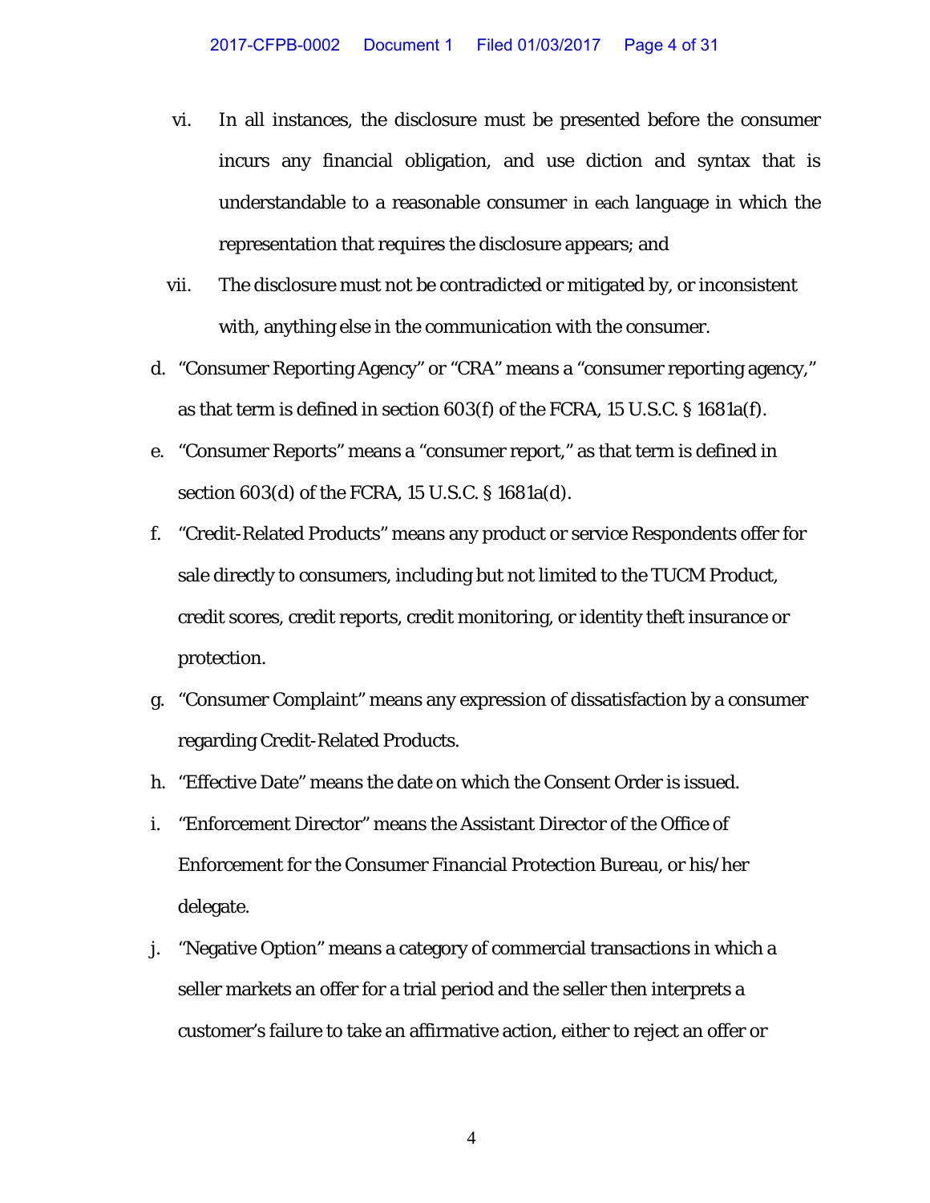vi. In all instances, the disclosure must be presented before the consumer incurs any financial obligation, and use diction and syntax that is understandable to a reasonable consumer in each language in which the representation that requires the disclosure appears; and

vii. The disclosure must not be contradicted or mitigated by, or inconsistent with, anything else in the communication with the consumer.

d. "Consumer Reporting Agency" or "CRA" means a "consumer reporting agency," as that term is defined in section 603(f) of the FCRA, 15 U.S.C. § 1681a(f).

e. "Consumer Reports" means a "consumer report," as that term is defined in section 603(d) of the FCRA, 15 U.S.C. § 1681a(d).

f. "Credit-Related Products" means any product or service Respondents offer for sale directly to consumers, including but not limited to the TUCM Product, credit scores, credit reports, credit monitoring, or identity theft insurance or protection.

g. "Consumer Complaint" means any expression of dissatisfaction by a consumer regarding Credit-Related Products.

h. "Effective Date" means the date on which the Consent Order is issued.

i. "Enforcement Director" means the Assistant Director of the Office of Enforcement for the Consumer Financial Protection Bureau, or his/her delegate.

j. "Negative Option" means a category of commercial transactions in which a seller markets an offer for a trial period and the seller then interprets a customer's failure to take an affirmative action, either to reject an offer or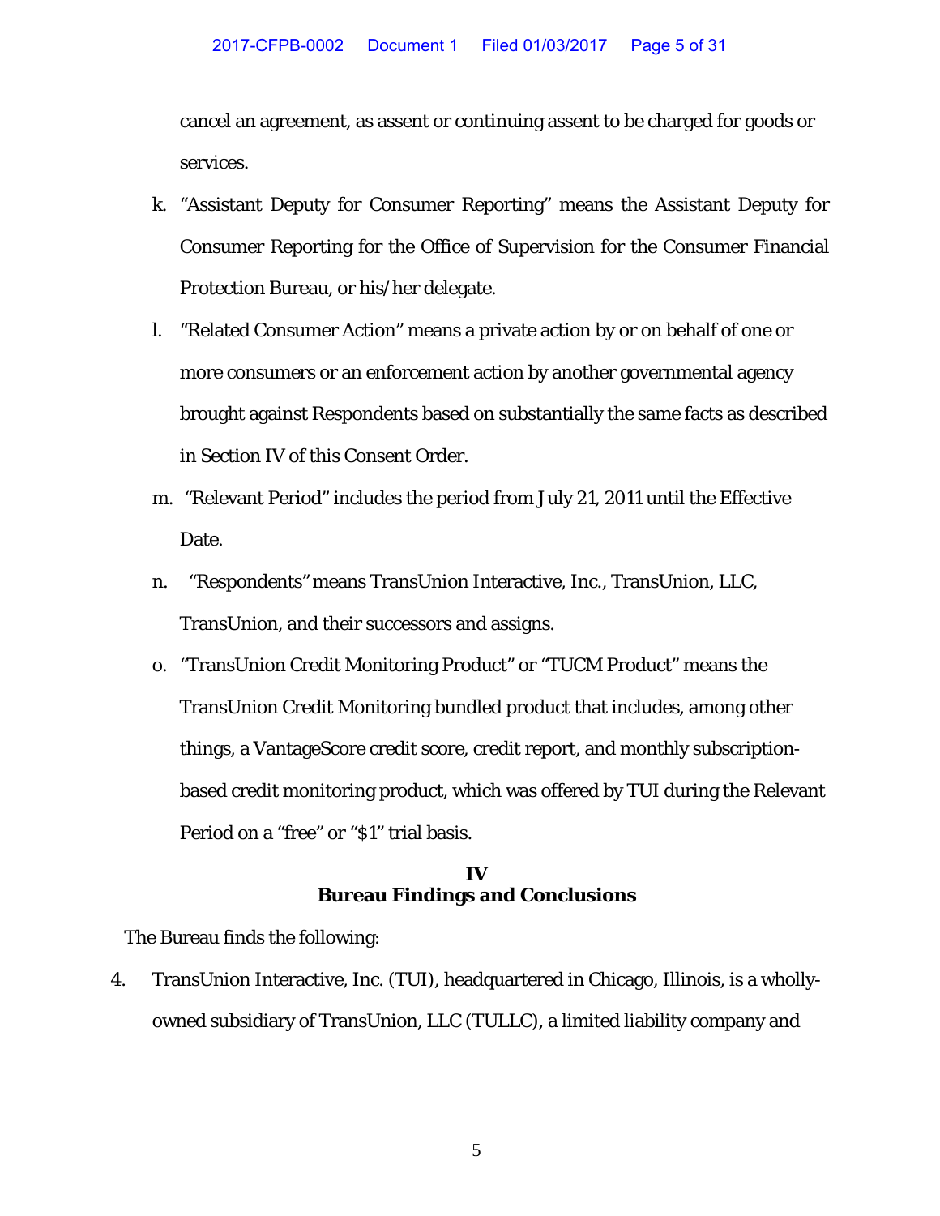cancel an agreement, as assent or continuing assent to be charged for goods or services.

k. "Assistant Deputy for Consumer Reporting" means the Assistant Deputy for Consumer Reporting for the Office of Supervision for the Consumer Financial Protection Bureau, or his/her delegate.

l. "Related Consumer Action" means a private action by or on behalf of one or more consumers or an enforcement action by another governmental agency brought against Respondents based on substantially the same facts as described in Section IV of this Consent Order.

m. "Relevant Period" includes the period from July 21, 2011 until the Effective Date.

n. "Respondents" means TransUnion Interactive, Inc., TransUnion, LLC, TransUnion, and their successors and assigns.

o. "TransUnion Credit Monitoring Product" or "TUCM Product" means the TransUnion Credit Monitoring bundled product that includes, among other things, a VantageScore credit score, credit report, and monthly subscription-based credit monitoring product, which was offered by TUI during the Relevant Period on a "free" or "$1" trial basis.

## IV
## Bureau Findings and Conclusions

The Bureau finds the following:

4. TransUnion Interactive, Inc. (TUI), headquartered in Chicago, Illinois, is a wholly-owned subsidiary of TransUnion, LLC (TULLC), a limited liability company and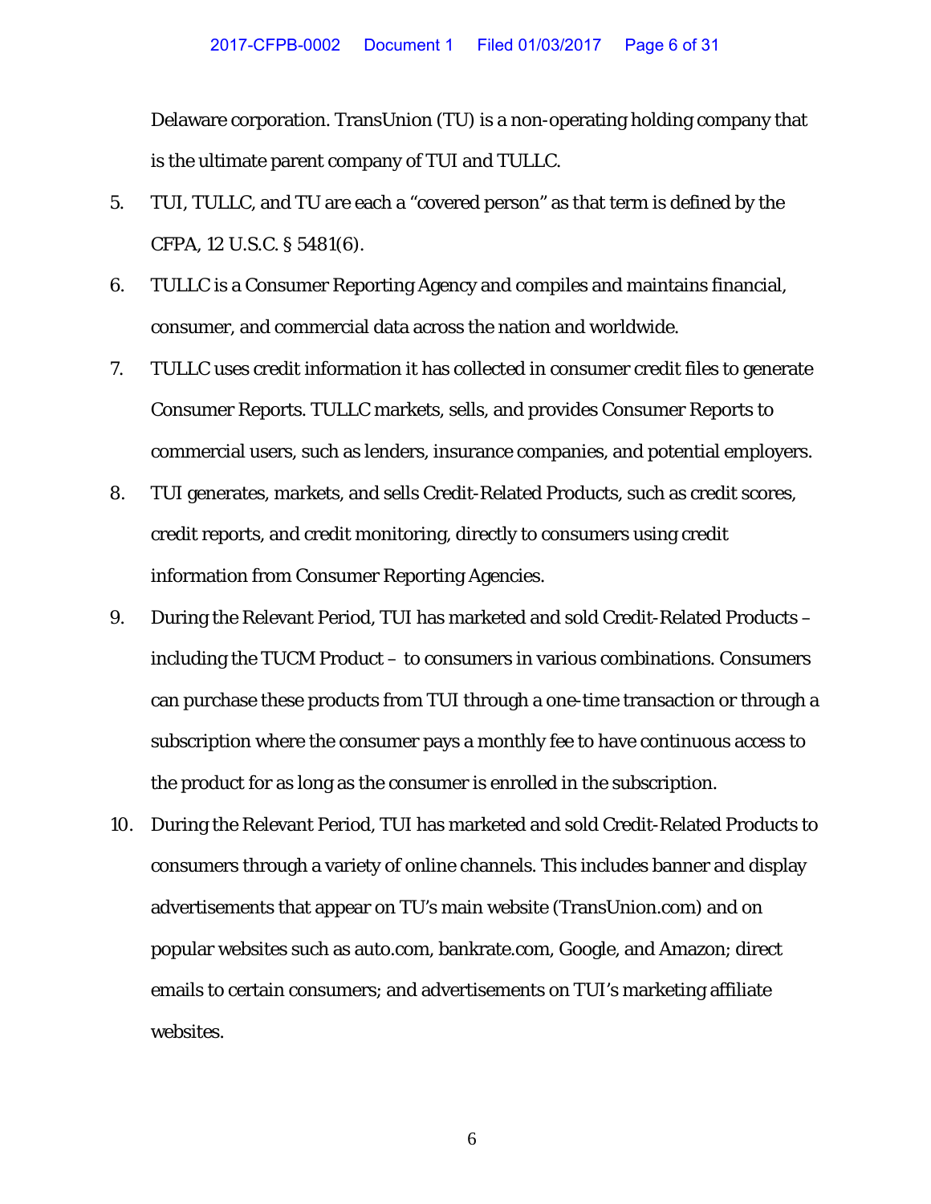Delaware corporation. TransUnion (TU) is a non-operating holding company that is the ultimate parent company of TUI and TULLC.

5. TUI, TULLC, and TU are each a "covered person" as that term is defined by the CFPA, 12 U.S.C. § 5481(6).

6. TULLC is a Consumer Reporting Agency and compiles and maintains financial, consumer, and commercial data across the nation and worldwide.

7. TULLC uses credit information it has collected in consumer credit files to generate Consumer Reports. TULLC markets, sells, and provides Consumer Reports to commercial users, such as lenders, insurance companies, and potential employers.

8. TUI generates, markets, and sells Credit-Related Products, such as credit scores, credit reports, and credit monitoring, directly to consumers using credit information from Consumer Reporting Agencies.

9. During the Relevant Period, TUI has marketed and sold Credit-Related Products – including the TUCM Product – to consumers in various combinations. Consumers can purchase these products from TUI through a one-time transaction or through a subscription where the consumer pays a monthly fee to have continuous access to the product for as long as the consumer is enrolled in the subscription.

10. During the Relevant Period, TUI has marketed and sold Credit-Related Products to consumers through a variety of online channels. This includes banner and display advertisements that appear on TU's main website (TransUnion.com) and on popular websites such as auto.com, bankrate.com, Google, and Amazon; direct emails to certain consumers; and advertisements on TUI's marketing affiliate websites.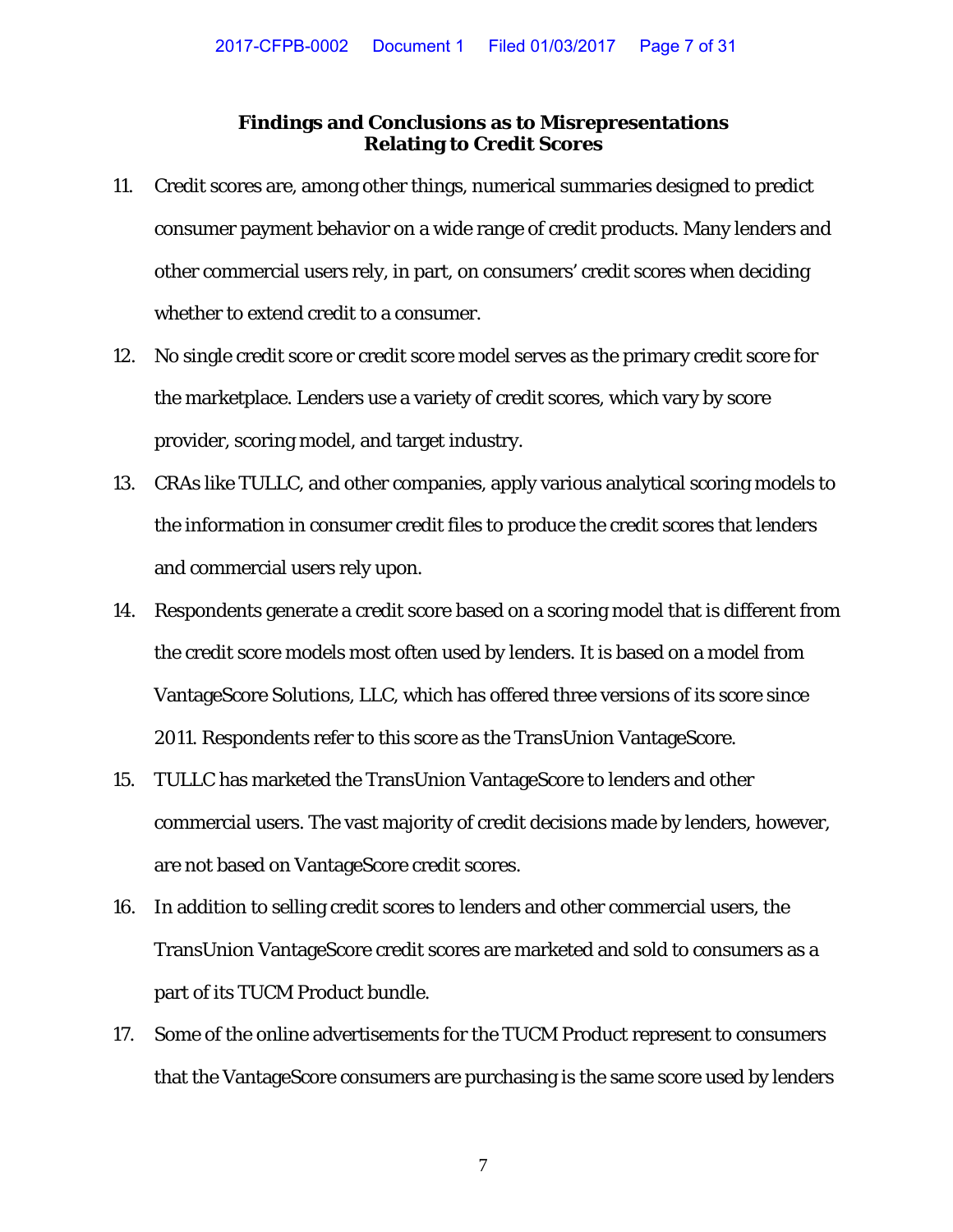## Findings and Conclusions as to Misrepresentations Relating to Credit Scores

11. Credit scores are, among other things, numerical summaries designed to predict consumer payment behavior on a wide range of credit products. Many lenders and other commercial users rely, in part, on consumers' credit scores when deciding whether to extend credit to a consumer.

12. No single credit score or credit score model serves as the primary credit score for the marketplace. Lenders use a variety of credit scores, which vary by score provider, scoring model, and target industry.

13. CRAs like TULLC, and other companies, apply various analytical scoring models to the information in consumer credit files to produce the credit scores that lenders and commercial users rely upon.

14. Respondents generate a credit score based on a scoring model that is different from the credit score models most often used by lenders. It is based on a model from VantageScore Solutions, LLC, which has offered three versions of its score since 2011. Respondents refer to this score as the TransUnion VantageScore.

15. TULLC has marketed the TransUnion VantageScore to lenders and other commercial users. The vast majority of credit decisions made by lenders, however, are not based on VantageScore credit scores.

16. In addition to selling credit scores to lenders and other commercial users, the TransUnion VantageScore credit scores are marketed and sold to consumers as a part of its TUCM Product bundle.

17. Some of the online advertisements for the TUCM Product represent to consumers that the VantageScore consumers are purchasing is the same score used by lenders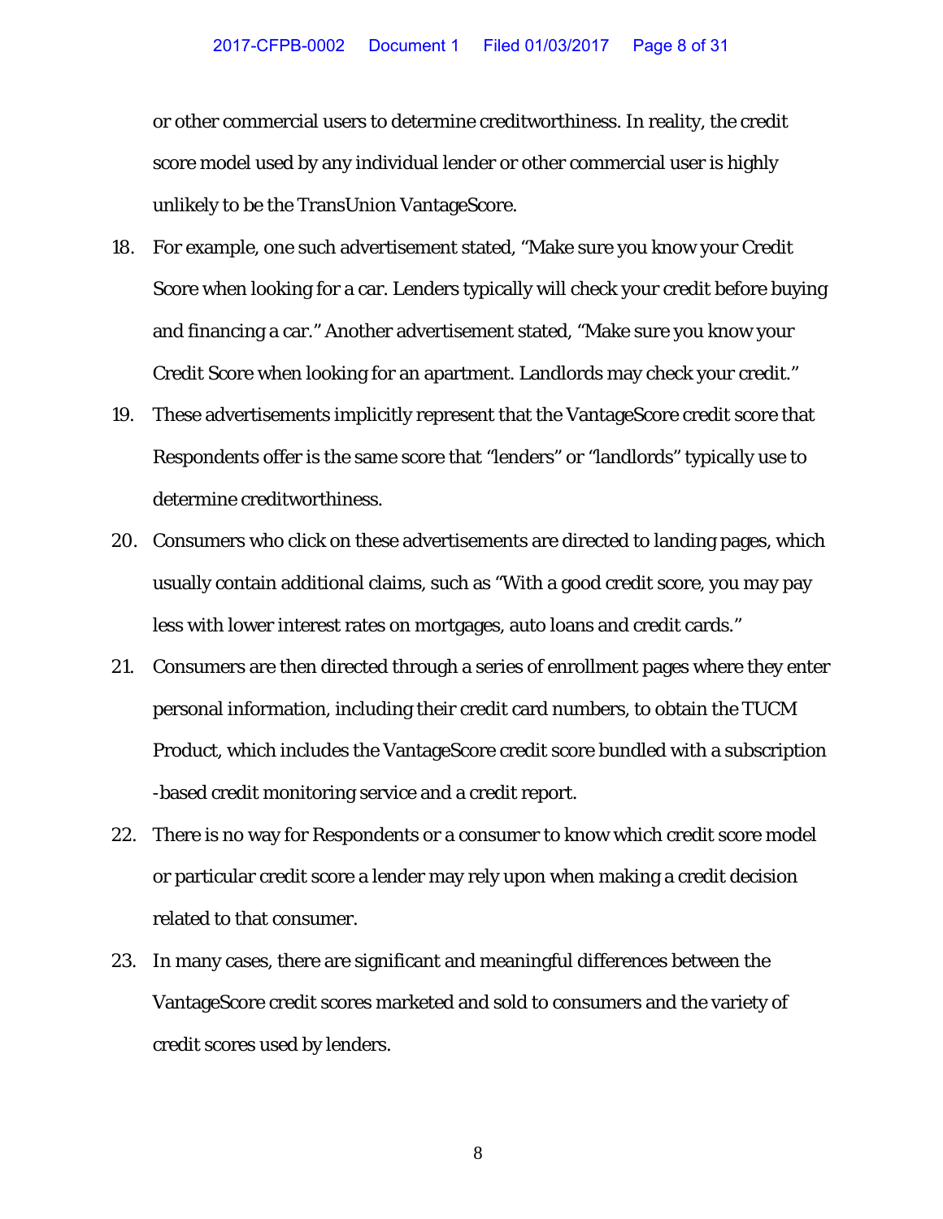or other commercial users to determine creditworthiness. In reality, the credit score model used by any individual lender or other commercial user is highly unlikely to be the TransUnion VantageScore.

18. For example, one such advertisement stated, "Make sure you know your Credit Score when looking for a car. Lenders typically will check your credit before buying and financing a car." Another advertisement stated, "Make sure you know your Credit Score when looking for an apartment. Landlords may check your credit."

19. These advertisements implicitly represent that the VantageScore credit score that Respondents offer is the same score that "lenders" or "landlords" typically use to determine creditworthiness.

20. Consumers who click on these advertisements are directed to landing pages, which usually contain additional claims, such as "With a good credit score, you may pay less with lower interest rates on mortgages, auto loans and credit cards."

21. Consumers are then directed through a series of enrollment pages where they enter personal information, including their credit card numbers, to obtain the TUCM Product, which includes the VantageScore credit score bundled with a subscription -based credit monitoring service and a credit report.

22. There is no way for Respondents or a consumer to know which credit score model or particular credit score a lender may rely upon when making a credit decision related to that consumer.

23. In many cases, there are significant and meaningful differences between the VantageScore credit scores marketed and sold to consumers and the variety of credit scores used by lenders.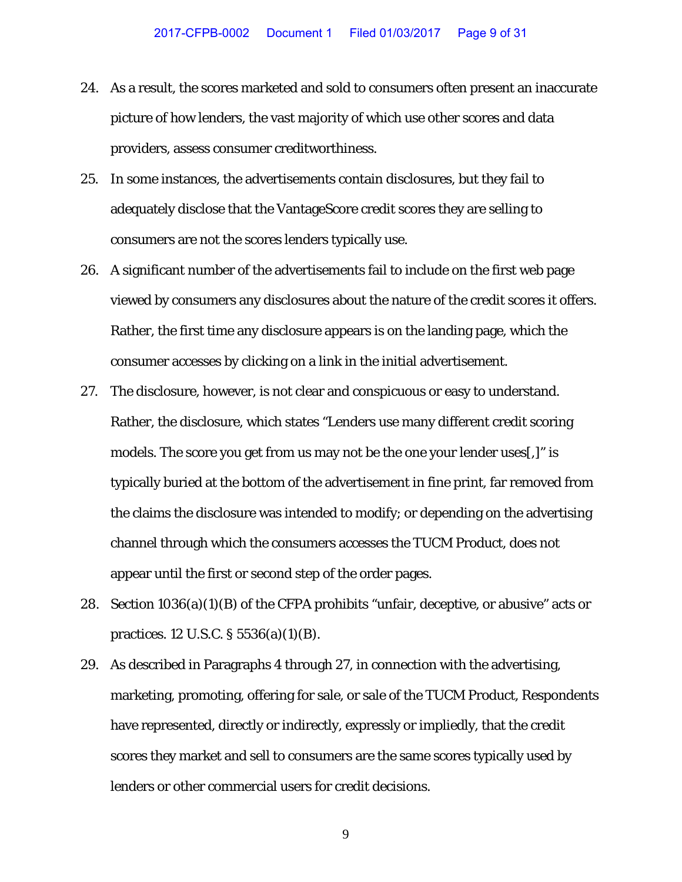24. As a result, the scores marketed and sold to consumers often present an inaccurate picture of how lenders, the vast majority of which use other scores and data providers, assess consumer creditworthiness.

25. In some instances, the advertisements contain disclosures, but they fail to adequately disclose that the VantageScore credit scores they are selling to consumers are not the scores lenders typically use.

26. A significant number of the advertisements fail to include on the first web page viewed by consumers any disclosures about the nature of the credit scores it offers. Rather, the first time any disclosure appears is on the landing page, which the consumer accesses by clicking on a link in the initial advertisement.

27. The disclosure, however, is not clear and conspicuous or easy to understand. Rather, the disclosure, which states "Lenders use many different credit scoring models. The score you get from us may not be the one your lender uses[,]" is typically buried at the bottom of the advertisement in fine print, far removed from the claims the disclosure was intended to modify; or depending on the advertising channel through which the consumers accesses the TUCM Product, does not appear until the first or second step of the order pages.

28. Section 1036(a)(1)(B) of the CFPA prohibits "unfair, deceptive, or abusive" acts or practices. 12 U.S.C. § 5536(a)(1)(B).

29. As described in Paragraphs 4 through 27, in connection with the advertising, marketing, promoting, offering for sale, or sale of the TUCM Product, Respondents have represented, directly or indirectly, expressly or impliedly, that the credit scores they market and sell to consumers are the same scores typically used by lenders or other commercial users for credit decisions.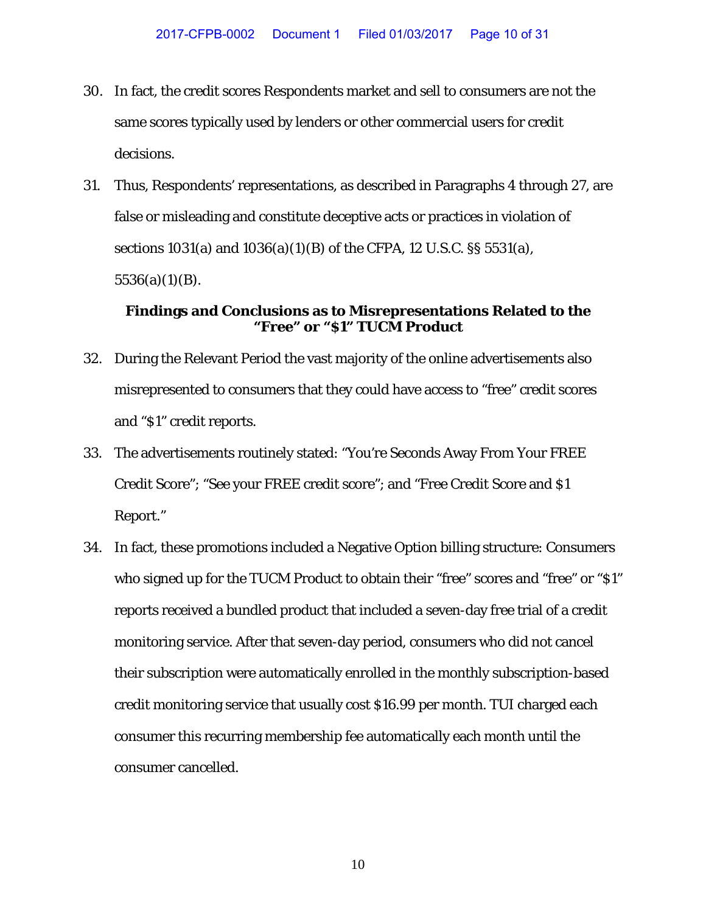30. In fact, the credit scores Respondents market and sell to consumers are not the same scores typically used by lenders or other commercial users for credit decisions.

31. Thus, Respondents' representations, as described in Paragraphs 4 through 27, are false or misleading and constitute deceptive acts or practices in violation of sections 1031(a) and 1036(a)(1)(B) of the CFPA, 12 U.S.C. §§ 5531(a), 5536(a)(1)(B).

**Findings and Conclusions as to Misrepresentations Related to the "Free" or "$1" TUCM Product**

32. During the Relevant Period the vast majority of the online advertisements also misrepresented to consumers that they could have access to "free" credit scores and "$1" credit reports.

33. The advertisements routinely stated: "You're Seconds Away From Your FREE Credit Score"; "See your FREE credit score"; and "Free Credit Score and $1 Report."

34. In fact, these promotions included a Negative Option billing structure: Consumers who signed up for the TUCM Product to obtain their "free" scores and "free" or "$1" reports received a bundled product that included a seven-day free trial of a credit monitoring service. After that seven-day period, consumers who did not cancel their subscription were automatically enrolled in the monthly subscription-based credit monitoring service that usually cost $16.99 per month. TUI charged each consumer this recurring membership fee automatically each month until the consumer cancelled.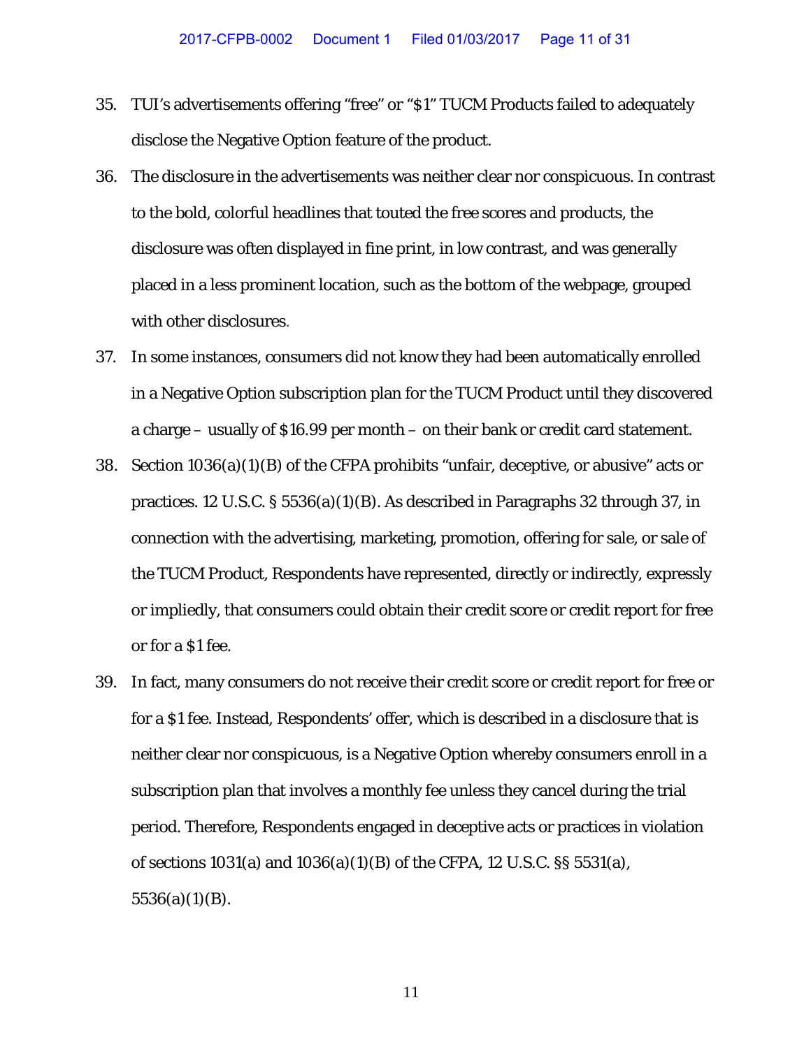35. TUI's advertisements offering "free" or "$1" TUCM Products failed to adequately disclose the Negative Option feature of the product.

36. The disclosure in the advertisements was neither clear nor conspicuous. In contrast to the bold, colorful headlines that touted the free scores and products, the disclosure was often displayed in fine print, in low contrast, and was generally placed in a less prominent location, such as the bottom of the webpage, grouped with other disclosures.

37. In some instances, consumers did not know they had been automatically enrolled in a Negative Option subscription plan for the TUCM Product until they discovered a charge – usually of $16.99 per month – on their bank or credit card statement.

38. Section 1036(a)(1)(B) of the CFPA prohibits "unfair, deceptive, or abusive" acts or practices. 12 U.S.C. § 5536(a)(1)(B). As described in Paragraphs 32 through 37, in connection with the advertising, marketing, promotion, offering for sale, or sale of the TUCM Product, Respondents have represented, directly or indirectly, expressly or impliedly, that consumers could obtain their credit score or credit report for free or for a $1 fee.

39. In fact, many consumers do not receive their credit score or credit report for free or for a $1 fee. Instead, Respondents' offer, which is described in a disclosure that is neither clear nor conspicuous, is a Negative Option whereby consumers enroll in a subscription plan that involves a monthly fee unless they cancel during the trial period. Therefore, Respondents engaged in deceptive acts or practices in violation of sections 1031(a) and 1036(a)(1)(B) of the CFPA, 12 U.S.C. §§ 5531(a), 5536(a)(1)(B).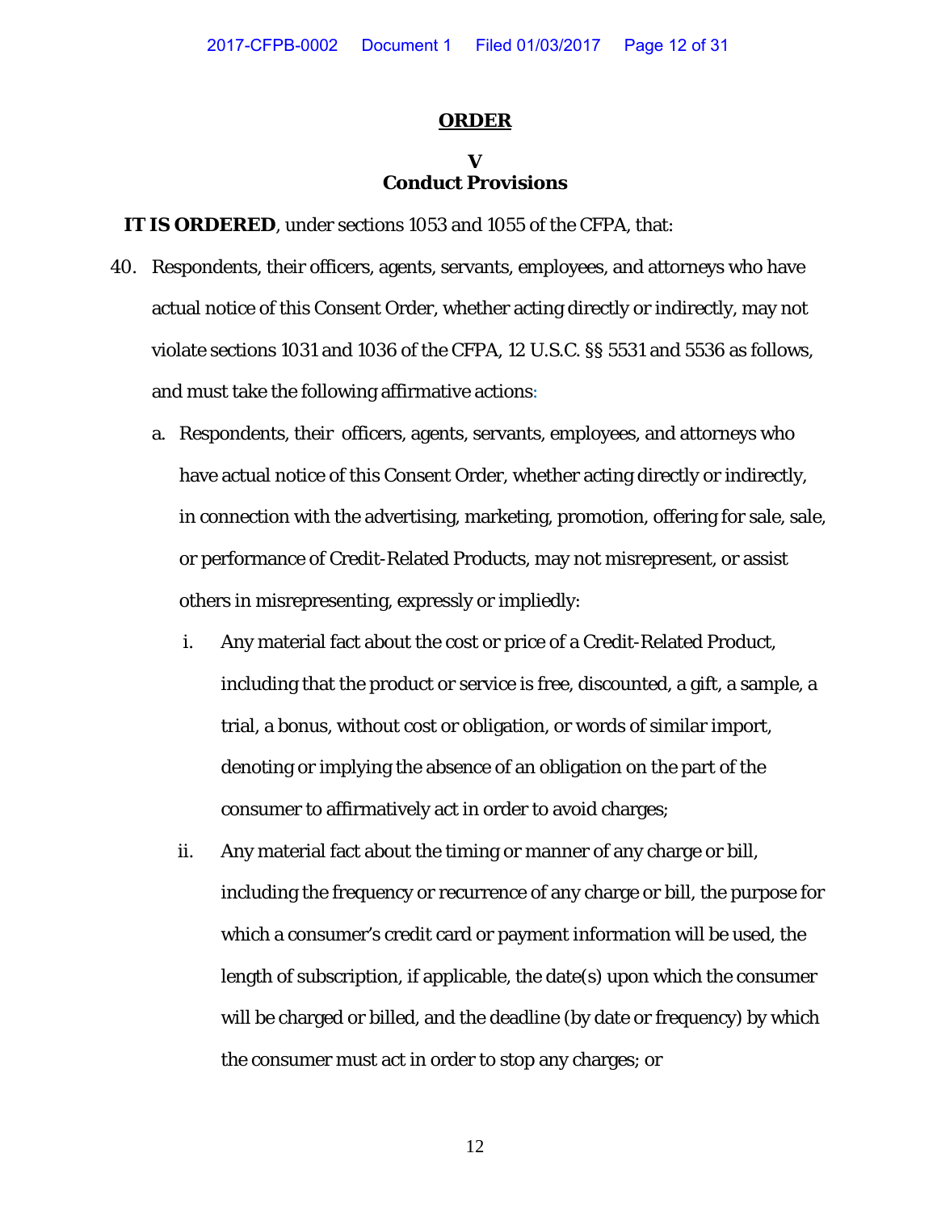# ORDER

## V
## Conduct Provisions

**IT IS ORDERED**, under sections 1053 and 1055 of the CFPA, that:

40. Respondents, their officers, agents, servants, employees, and attorneys who have actual notice of this Consent Order, whether acting directly or indirectly, may not violate sections 1031 and 1036 of the CFPA, 12 U.S.C. §§ 5531 and 5536 as follows, and must take the following affirmative actions:

    a. Respondents, their officers, agents, servants, employees, and attorneys who have actual notice of this Consent Order, whether acting directly or indirectly, in connection with the advertising, marketing, promotion, offering for sale, sale, or performance of Credit-Related Products, may not misrepresent, or assist others in misrepresenting, expressly or impliedly:

        i. Any material fact about the cost or price of a Credit-Related Product, including that the product or service is free, discounted, a gift, a sample, a trial, a bonus, without cost or obligation, or words of similar import, denoting or implying the absence of an obligation on the part of the consumer to affirmatively act in order to avoid charges;

        ii. Any material fact about the timing or manner of any charge or bill, including the frequency or recurrence of any charge or bill, the purpose for which a consumer's credit card or payment information will be used, the length of subscription, if applicable, the date(s) upon which the consumer will be charged or billed, and the deadline (by date or frequency) by which the consumer must act in order to stop any charges; or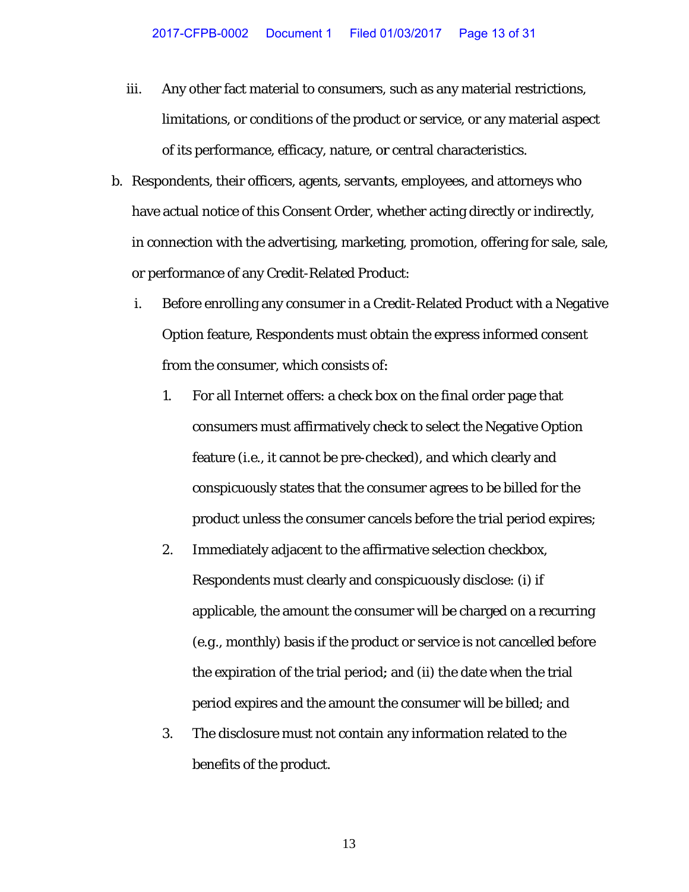iii. Any other fact material to consumers, such as any material restrictions, limitations, or conditions of the product or service, or any material aspect of its performance, efficacy, nature, or central characteristics.

b. Respondents, their officers, agents, servants, employees, and attorneys who have actual notice of this Consent Order, whether acting directly or indirectly, in connection with the advertising, marketing, promotion, offering for sale, sale, or performance of any Credit-Related Product:

   i. Before enrolling any consumer in a Credit-Related Product with a Negative Option feature, Respondents must obtain the express informed consent from the consumer, which consists of:

      1. For all Internet offers: a check box on the final order page that consumers must affirmatively check to select the Negative Option feature (i.e., it cannot be pre-checked), and which clearly and conspicuously states that the consumer agrees to be billed for the product unless the consumer cancels before the trial period expires;

      2. Immediately adjacent to the affirmative selection checkbox, Respondents must clearly and conspicuously disclose: (i) if applicable, the amount the consumer will be charged on a recurring (e.g., monthly) basis if the product or service is not cancelled before the expiration of the trial period; and (ii) the date when the trial period expires and the amount the consumer will be billed; and

      3. The disclosure must not contain any information related to the benefits of the product.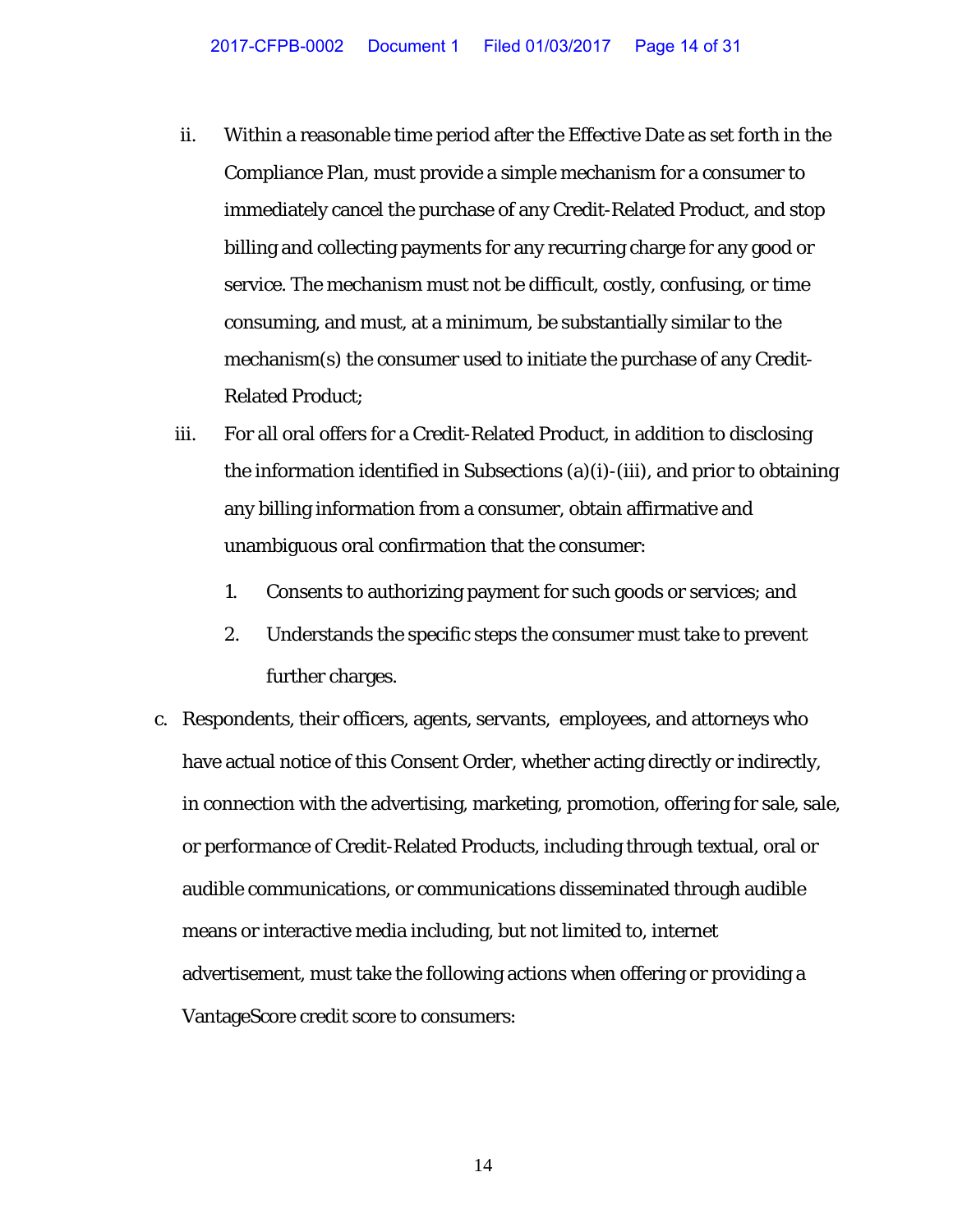ii. Within a reasonable time period after the Effective Date as set forth in the Compliance Plan, must provide a simple mechanism for a consumer to immediately cancel the purchase of any Credit-Related Product, and stop billing and collecting payments for any recurring charge for any good or service. The mechanism must not be difficult, costly, confusing, or time consuming, and must, at a minimum, be substantially similar to the mechanism(s) the consumer used to initiate the purchase of any Credit-Related Product;

iii. For all oral offers for a Credit-Related Product, in addition to disclosing the information identified in Subsections (a)(i)-(iii), and prior to obtaining any billing information from a consumer, obtain affirmative and unambiguous oral confirmation that the consumer:

1. Consents to authorizing payment for such goods or services; and

2. Understands the specific steps the consumer must take to prevent further charges.

c. Respondents, their officers, agents, servants, employees, and attorneys who have actual notice of this Consent Order, whether acting directly or indirectly, in connection with the advertising, marketing, promotion, offering for sale, sale, or performance of Credit-Related Products, including through textual, oral or audible communications, or communications disseminated through audible means or interactive media including, but not limited to, internet advertisement, must take the following actions when offering or providing a VantageScore credit score to consumers: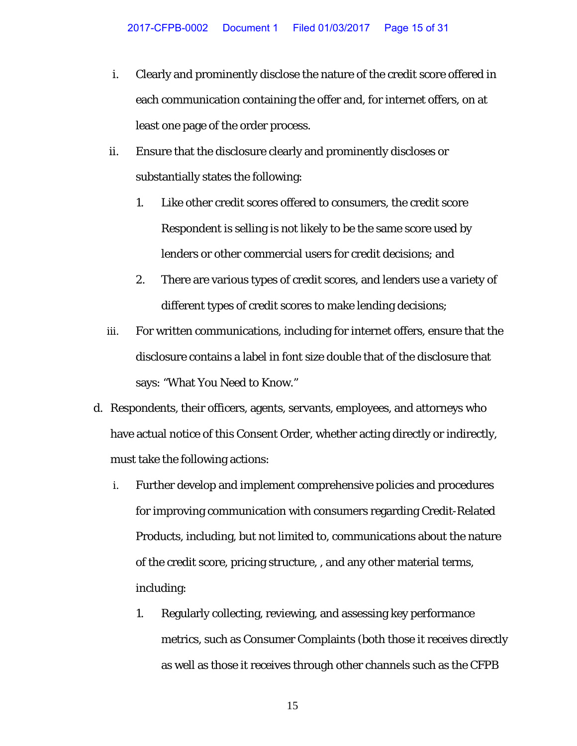i. Clearly and prominently disclose the nature of the credit score offered in each communication containing the offer and, for internet offers, on at least one page of the order process.

ii. Ensure that the disclosure clearly and prominently discloses or substantially states the following:

   1. Like other credit scores offered to consumers, the credit score Respondent is selling is not likely to be the same score used by lenders or other commercial users for credit decisions; and

   2. There are various types of credit scores, and lenders use a variety of different types of credit scores to make lending decisions;

iii. For written communications, including for internet offers, ensure that the disclosure contains a label in font size double that of the disclosure that says: "What You Need to Know."

d. Respondents, their officers, agents, servants, employees, and attorneys who have actual notice of this Consent Order, whether acting directly or indirectly, must take the following actions:

   i. Further develop and implement comprehensive policies and procedures for improving communication with consumers regarding Credit-Related Products, including, but not limited to, communications about the nature of the credit score, pricing structure, , and any other material terms, including:

      1. Regularly collecting, reviewing, and assessing key performance metrics, such as Consumer Complaints (both those it receives directly as well as those it receives through other channels such as the CFPB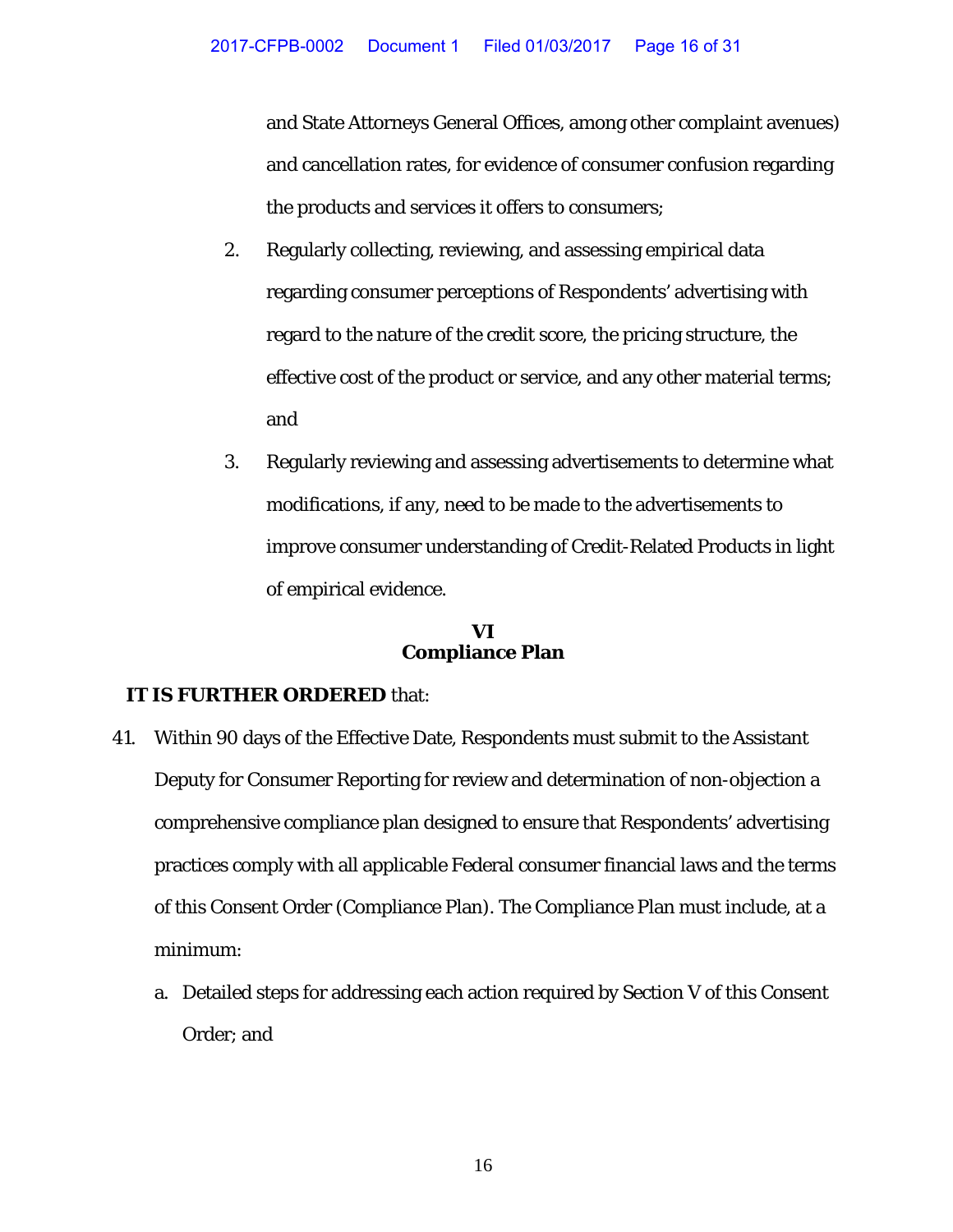and State Attorneys General Offices, among other complaint avenues) and cancellation rates, for evidence of consumer confusion regarding the products and services it offers to consumers;

2. Regularly collecting, reviewing, and assessing empirical data regarding consumer perceptions of Respondents' advertising with regard to the nature of the credit score, the pricing structure, the effective cost of the product or service, and any other material terms; and

3. Regularly reviewing and assessing advertisements to determine what modifications, if any, need to be made to the advertisements to improve consumer understanding of Credit-Related Products in light of empirical evidence.

## VI
## Compliance Plan

**IT IS FURTHER ORDERED** that:

41. Within 90 days of the Effective Date, Respondents must submit to the Assistant Deputy for Consumer Reporting for review and determination of non-objection a comprehensive compliance plan designed to ensure that Respondents' advertising practices comply with all applicable Federal consumer financial laws and the terms of this Consent Order (Compliance Plan). The Compliance Plan must include, at a minimum:

    a. Detailed steps for addressing each action required by Section V of this Consent Order; and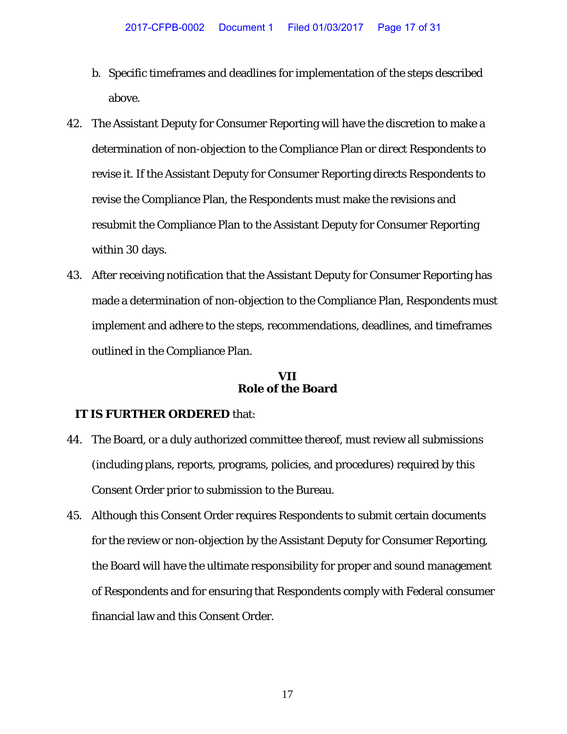b. Specific timeframes and deadlines for implementation of the steps described above.

42. The Assistant Deputy for Consumer Reporting will have the discretion to make a determination of non-objection to the Compliance Plan or direct Respondents to revise it. If the Assistant Deputy for Consumer Reporting directs Respondents to revise the Compliance Plan, the Respondents must make the revisions and resubmit the Compliance Plan to the Assistant Deputy for Consumer Reporting within 30 days.

43. After receiving notification that the Assistant Deputy for Consumer Reporting has made a determination of non-objection to the Compliance Plan, Respondents must implement and adhere to the steps, recommendations, deadlines, and timeframes outlined in the Compliance Plan.

## VII
## Role of the Board

**IT IS FURTHER ORDERED** that:

44. The Board, or a duly authorized committee thereof, must review all submissions (including plans, reports, programs, policies, and procedures) required by this Consent Order prior to submission to the Bureau.

45. Although this Consent Order requires Respondents to submit certain documents for the review or non-objection by the Assistant Deputy for Consumer Reporting, the Board will have the ultimate responsibility for proper and sound management of Respondents and for ensuring that Respondents comply with Federal consumer financial law and this Consent Order.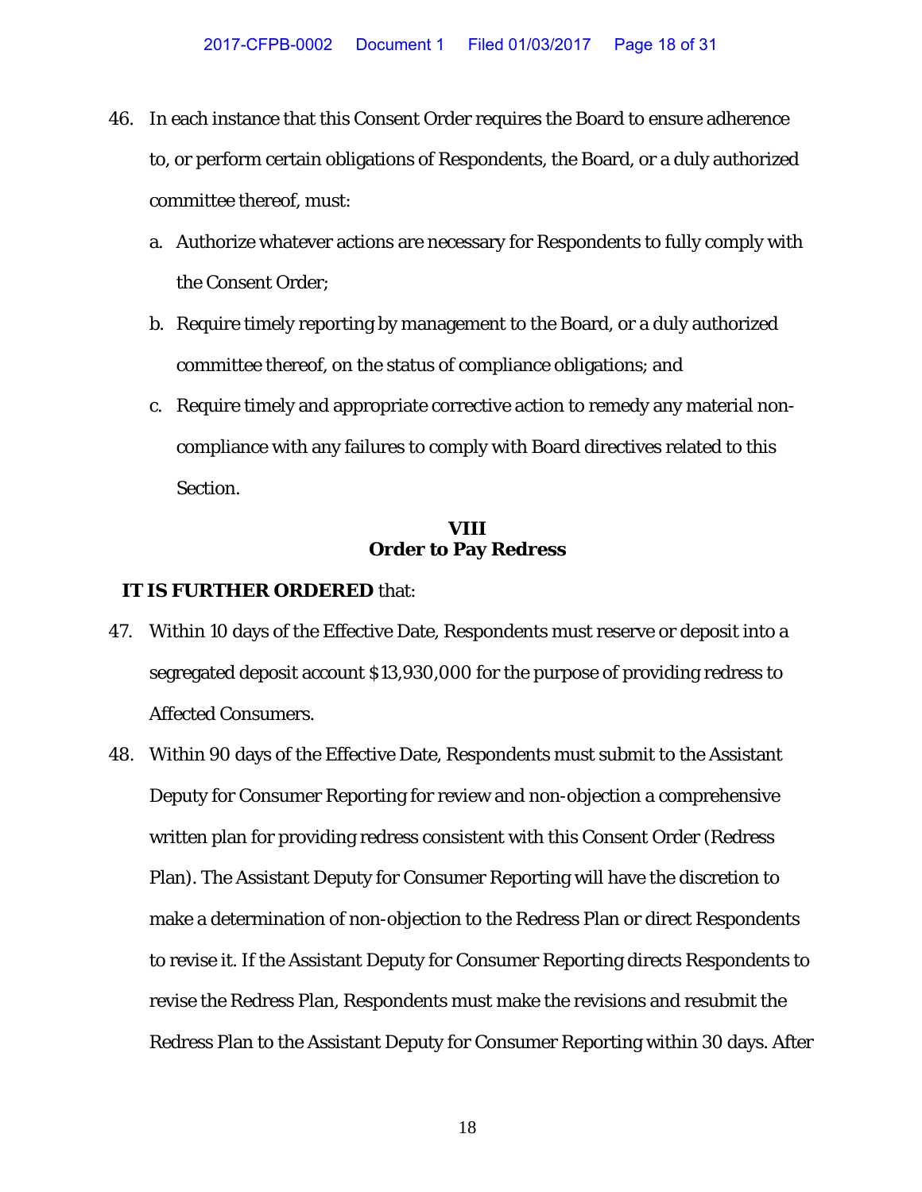46. In each instance that this Consent Order requires the Board to ensure adherence to, or perform certain obligations of Respondents, the Board, or a duly authorized committee thereof, must:

    a. Authorize whatever actions are necessary for Respondents to fully comply with the Consent Order;

    b. Require timely reporting by management to the Board, or a duly authorized committee thereof, on the status of compliance obligations; and

    c. Require timely and appropriate corrective action to remedy any material non-compliance with any failures to comply with Board directives related to this Section.

## VIII
## Order to Pay Redress

**IT IS FURTHER ORDERED** that:

47. Within 10 days of the Effective Date, Respondents must reserve or deposit into a segregated deposit account $13,930,000 for the purpose of providing redress to Affected Consumers.

48. Within 90 days of the Effective Date, Respondents must submit to the Assistant Deputy for Consumer Reporting for review and non-objection a comprehensive written plan for providing redress consistent with this Consent Order (Redress Plan). The Assistant Deputy for Consumer Reporting will have the discretion to make a determination of non-objection to the Redress Plan or direct Respondents to revise it. If the Assistant Deputy for Consumer Reporting directs Respondents to revise the Redress Plan, Respondents must make the revisions and resubmit the Redress Plan to the Assistant Deputy for Consumer Reporting within 30 days. After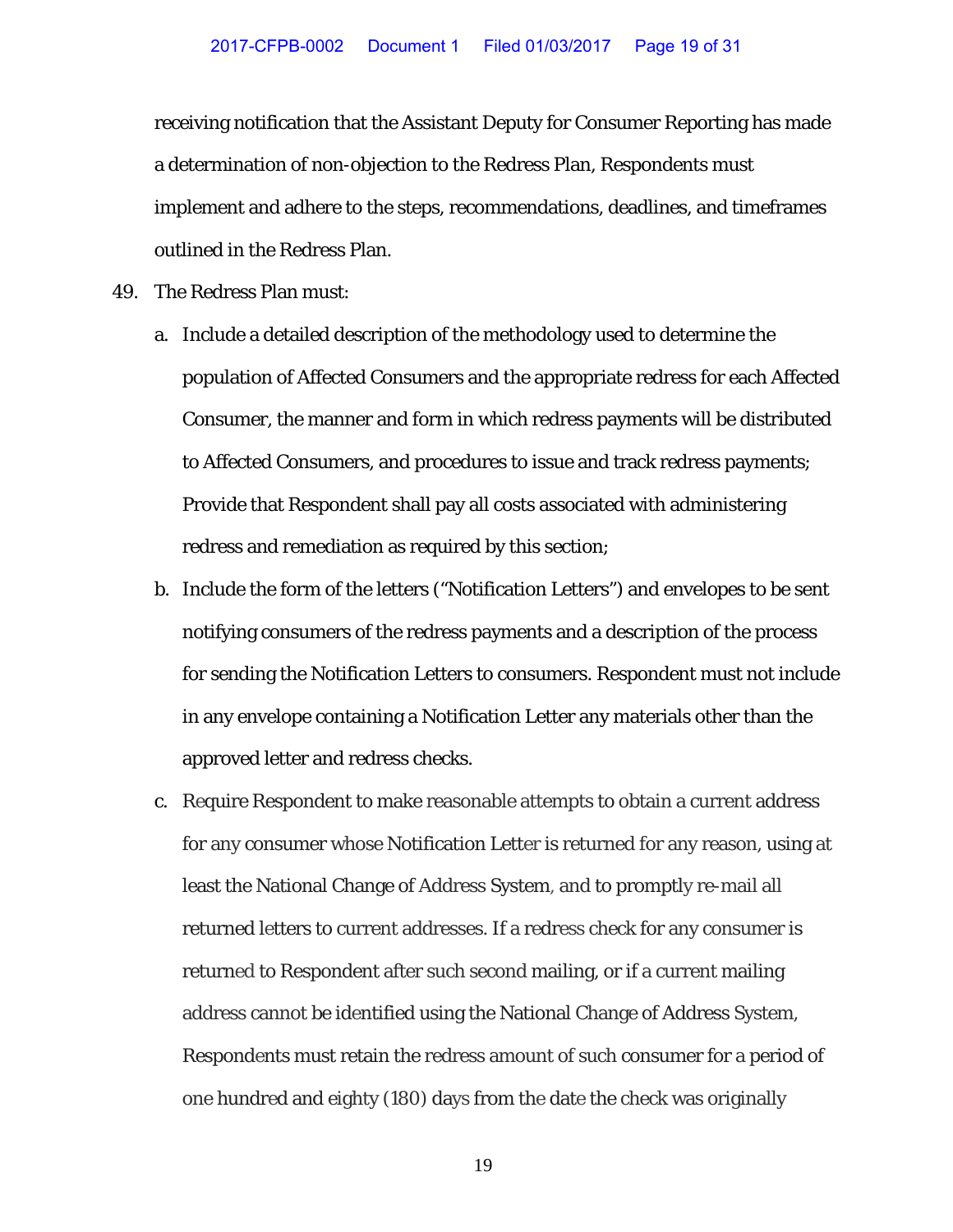receiving notification that the Assistant Deputy for Consumer Reporting has made a determination of non-objection to the Redress Plan, Respondents must implement and adhere to the steps, recommendations, deadlines, and timeframes outlined in the Redress Plan.

49. The Redress Plan must:

   a. Include a detailed description of the methodology used to determine the population of Affected Consumers and the appropriate redress for each Affected Consumer, the manner and form in which redress payments will be distributed to Affected Consumers, and procedures to issue and track redress payments; Provide that Respondent shall pay all costs associated with administering redress and remediation as required by this section;

   b. Include the form of the letters ("Notification Letters") and envelopes to be sent notifying consumers of the redress payments and a description of the process for sending the Notification Letters to consumers. Respondent must not include in any envelope containing a Notification Letter any materials other than the approved letter and redress checks.

   c. Require Respondent to make reasonable attempts to obtain a current address for any consumer whose Notification Letter is returned for any reason, using at least the National Change of Address System, and to promptly re-mail all returned letters to current addresses. If a redress check for any consumer is returned to Respondent after such second mailing, or if a current mailing address cannot be identified using the National Change of Address System, Respondents must retain the redress amount of such consumer for a period of one hundred and eighty (180) days from the date the check was originally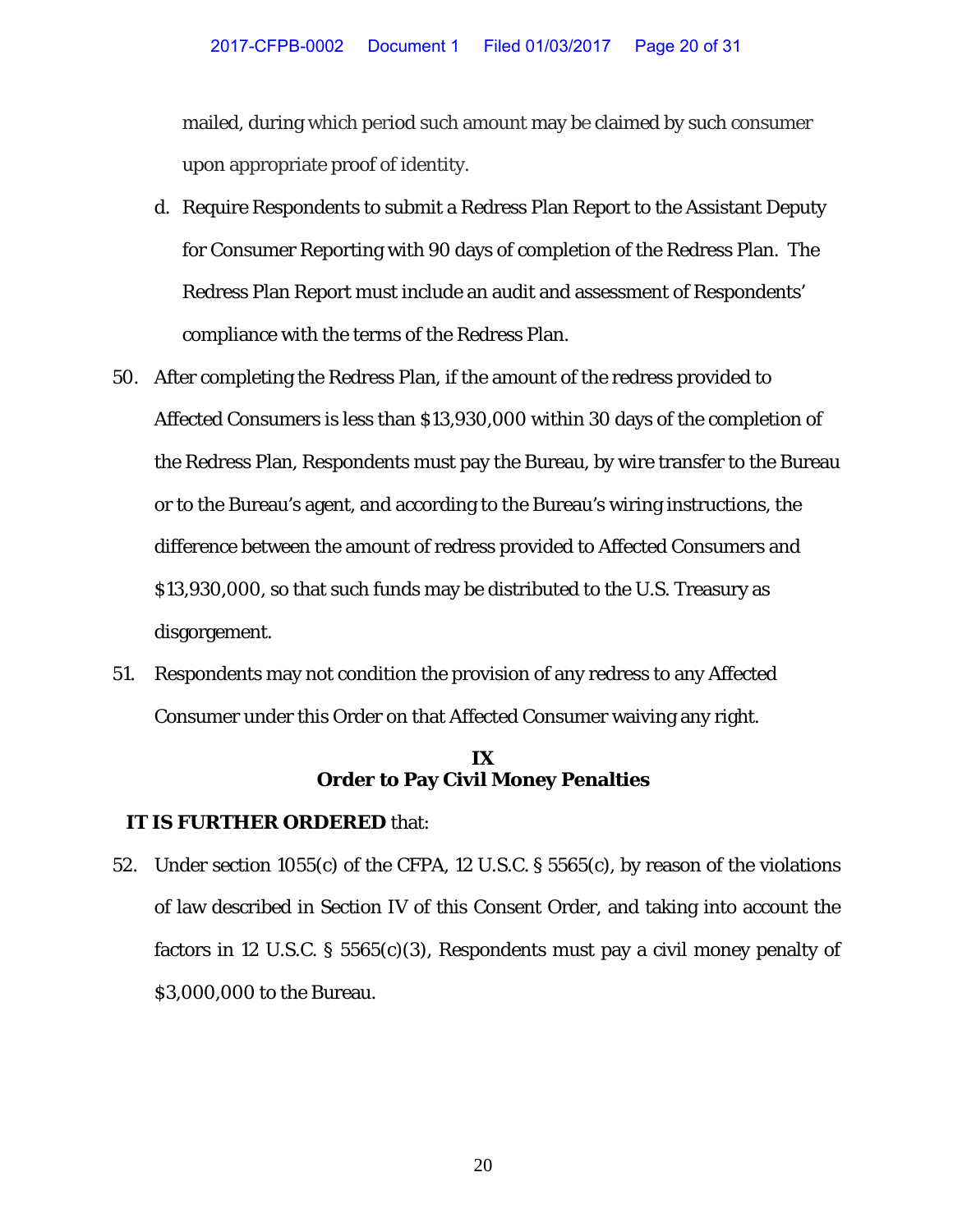mailed, during which period such amount may be claimed by such consumer upon appropriate proof of identity.

d. Require Respondents to submit a Redress Plan Report to the Assistant Deputy for Consumer Reporting with 90 days of completion of the Redress Plan. The Redress Plan Report must include an audit and assessment of Respondents' compliance with the terms of the Redress Plan.

50. After completing the Redress Plan, if the amount of the redress provided to Affected Consumers is less than $13,930,000 within 30 days of the completion of the Redress Plan, Respondents must pay the Bureau, by wire transfer to the Bureau or to the Bureau's agent, and according to the Bureau's wiring instructions, the difference between the amount of redress provided to Affected Consumers and $13,930,000, so that such funds may be distributed to the U.S. Treasury as disgorgement.

51. Respondents may not condition the provision of any redress to any Affected Consumer under this Order on that Affected Consumer waiving any right.

## IX
## Order to Pay Civil Money Penalties

**IT IS FURTHER ORDERED** that:

52. Under section 1055(c) of the CFPA, 12 U.S.C. § 5565(c), by reason of the violations of law described in Section IV of this Consent Order, and taking into account the factors in 12 U.S.C. § 5565(c)(3), Respondents must pay a civil money penalty of $3,000,000 to the Bureau.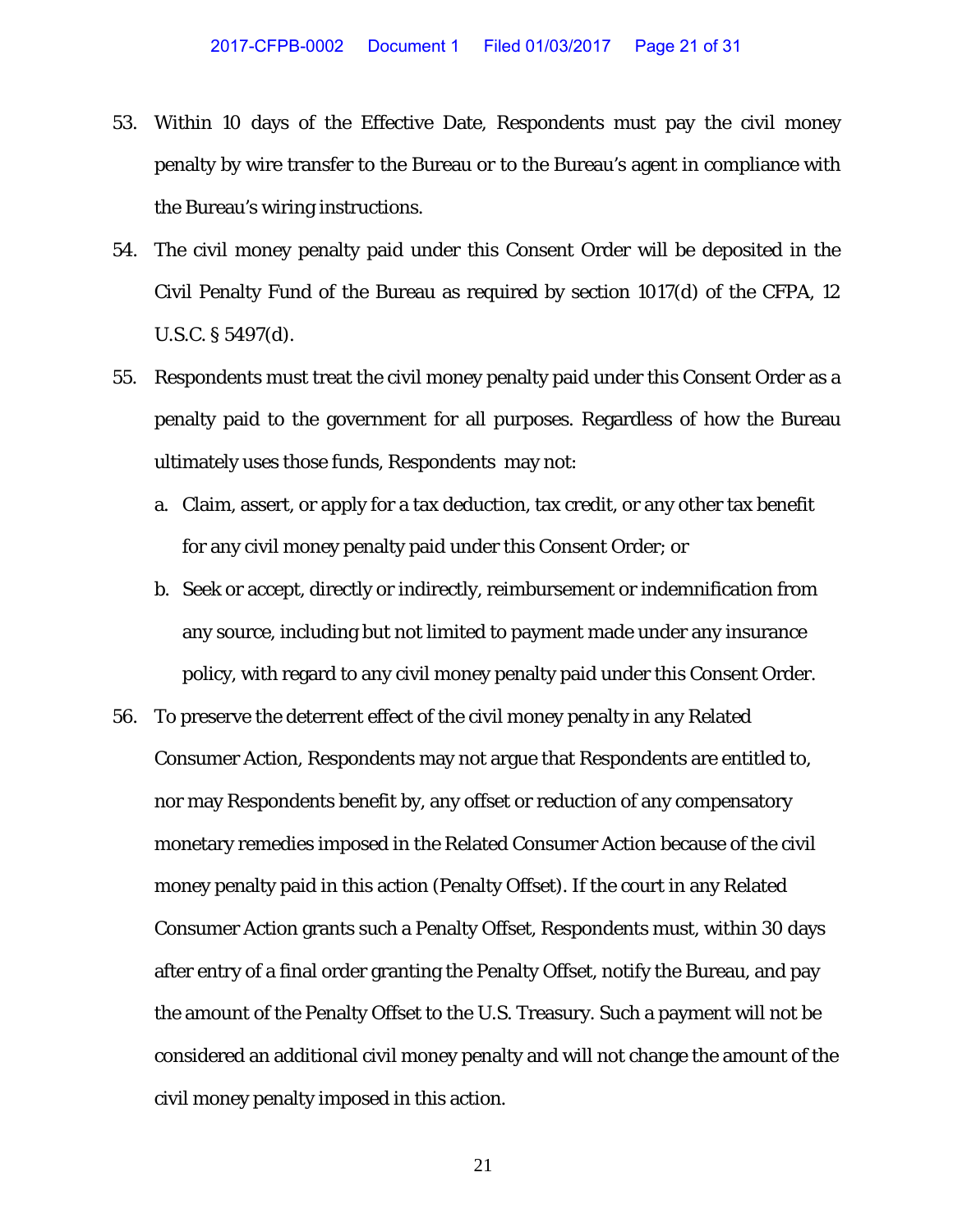53. Within 10 days of the Effective Date, Respondents must pay the civil money penalty by wire transfer to the Bureau or to the Bureau's agent in compliance with the Bureau's wiring instructions.

54. The civil money penalty paid under this Consent Order will be deposited in the Civil Penalty Fund of the Bureau as required by section 1017(d) of the CFPA, 12 U.S.C. § 5497(d).

55. Respondents must treat the civil money penalty paid under this Consent Order as a penalty paid to the government for all purposes. Regardless of how the Bureau ultimately uses those funds, Respondents may not:

    a. Claim, assert, or apply for a tax deduction, tax credit, or any other tax benefit for any civil money penalty paid under this Consent Order; or

    b. Seek or accept, directly or indirectly, reimbursement or indemnification from any source, including but not limited to payment made under any insurance policy, with regard to any civil money penalty paid under this Consent Order.

56. To preserve the deterrent effect of the civil money penalty in any Related Consumer Action, Respondents may not argue that Respondents are entitled to, nor may Respondents benefit by, any offset or reduction of any compensatory monetary remedies imposed in the Related Consumer Action because of the civil money penalty paid in this action (Penalty Offset). If the court in any Related Consumer Action grants such a Penalty Offset, Respondents must, within 30 days after entry of a final order granting the Penalty Offset, notify the Bureau, and pay the amount of the Penalty Offset to the U.S. Treasury. Such a payment will not be considered an additional civil money penalty and will not change the amount of the civil money penalty imposed in this action.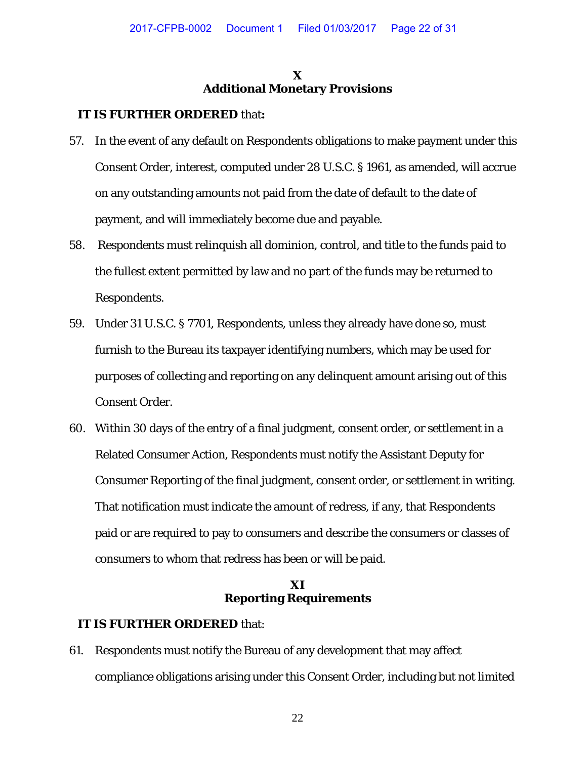## X
## Additional Monetary Provisions

**IT IS FURTHER ORDERED** that**:**

57. In the event of any default on Respondents obligations to make payment under this Consent Order, interest, computed under 28 U.S.C. § 1961, as amended, will accrue on any outstanding amounts not paid from the date of default to the date of payment, and will immediately become due and payable.

58. Respondents must relinquish all dominion, control, and title to the funds paid to the fullest extent permitted by law and no part of the funds may be returned to Respondents.

59. Under 31 U.S.C. § 7701, Respondents, unless they already have done so, must furnish to the Bureau its taxpayer identifying numbers, which may be used for purposes of collecting and reporting on any delinquent amount arising out of this Consent Order.

60. Within 30 days of the entry of a final judgment, consent order, or settlement in a Related Consumer Action, Respondents must notify the Assistant Deputy for Consumer Reporting of the final judgment, consent order, or settlement in writing. That notification must indicate the amount of redress, if any, that Respondents paid or are required to pay to consumers and describe the consumers or classes of consumers to whom that redress has been or will be paid.

## XI
## Reporting Requirements

**IT IS FURTHER ORDERED** that:

61. Respondents must notify the Bureau of any development that may affect compliance obligations arising under this Consent Order, including but not limited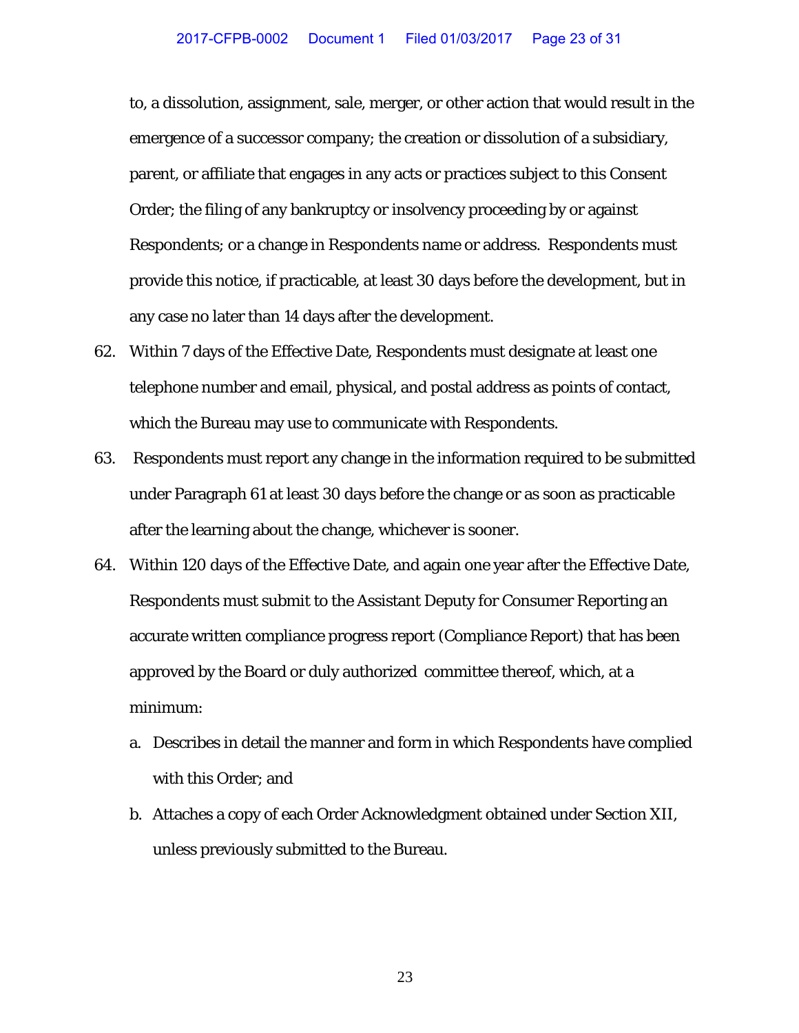to, a dissolution, assignment, sale, merger, or other action that would result in the emergence of a successor company; the creation or dissolution of a subsidiary, parent, or affiliate that engages in any acts or practices subject to this Consent Order; the filing of any bankruptcy or insolvency proceeding by or against Respondents; or a change in Respondents name or address. Respondents must provide this notice, if practicable, at least 30 days before the development, but in any case no later than 14 days after the development.

62. Within 7 days of the Effective Date, Respondents must designate at least one telephone number and email, physical, and postal address as points of contact, which the Bureau may use to communicate with Respondents.

63. Respondents must report any change in the information required to be submitted under Paragraph 61 at least 30 days before the change or as soon as practicable after the learning about the change, whichever is sooner.

64. Within 120 days of the Effective Date, and again one year after the Effective Date, Respondents must submit to the Assistant Deputy for Consumer Reporting an accurate written compliance progress report (Compliance Report) that has been approved by the Board or duly authorized committee thereof, which, at a minimum:

   a. Describes in detail the manner and form in which Respondents have complied with this Order; and

   b. Attaches a copy of each Order Acknowledgment obtained under Section XII, unless previously submitted to the Bureau.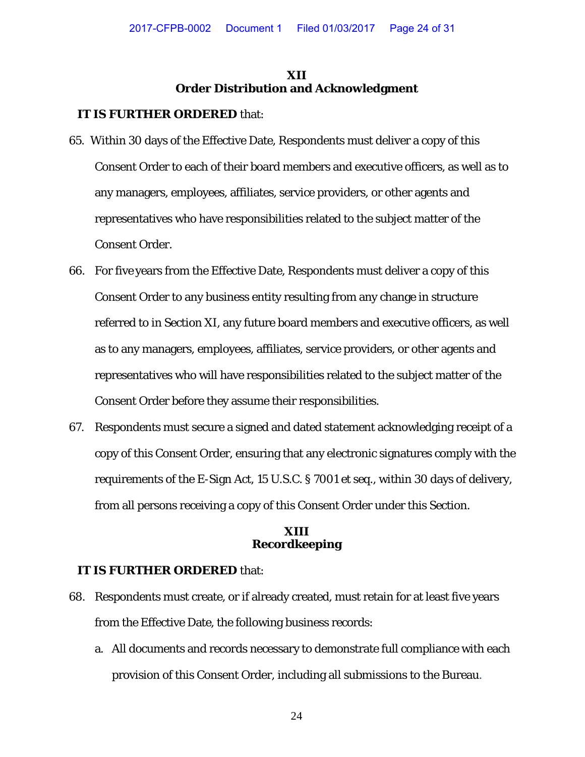## XII
## Order Distribution and Acknowledgment

**IT IS FURTHER ORDERED** that:

65. Within 30 days of the Effective Date, Respondents must deliver a copy of this Consent Order to each of their board members and executive officers, as well as to any managers, employees, affiliates, service providers, or other agents and representatives who have responsibilities related to the subject matter of the Consent Order.

66. For five years from the Effective Date, Respondents must deliver a copy of this Consent Order to any business entity resulting from any change in structure referred to in Section XI, any future board members and executive officers, as well as to any managers, employees, affiliates, service providers, or other agents and representatives who will have responsibilities related to the subject matter of the Consent Order before they assume their responsibilities.

67. Respondents must secure a signed and dated statement acknowledging receipt of a copy of this Consent Order, ensuring that any electronic signatures comply with the requirements of the E-Sign Act, 15 U.S.C. § 7001 *et seq.*, within 30 days of delivery, from all persons receiving a copy of this Consent Order under this Section.

## XIII
## Recordkeeping

**IT IS FURTHER ORDERED** that:

68. Respondents must create, or if already created, must retain for at least five years from the Effective Date, the following business records:

    a. All documents and records necessary to demonstrate full compliance with each provision of this Consent Order, including all submissions to the Bureau.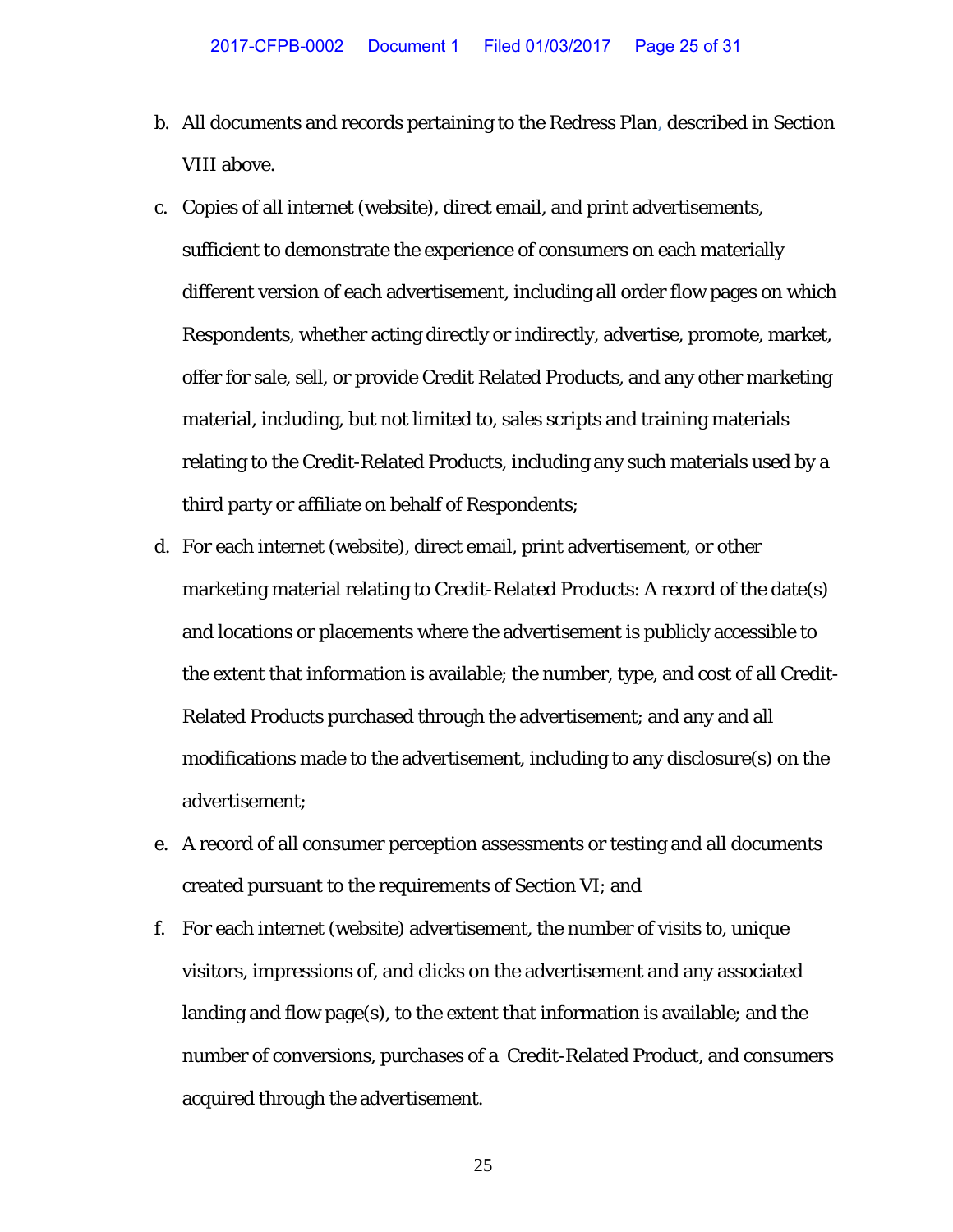b. All documents and records pertaining to the Redress Plan, described in Section VIII above.

c. Copies of all internet (website), direct email, and print advertisements, sufficient to demonstrate the experience of consumers on each materially different version of each advertisement, including all order flow pages on which Respondents, whether acting directly or indirectly, advertise, promote, market, offer for sale, sell, or provide Credit Related Products, and any other marketing material, including, but not limited to, sales scripts and training materials relating to the Credit-Related Products, including any such materials used by a third party or affiliate on behalf of Respondents;

d. For each internet (website), direct email, print advertisement, or other marketing material relating to Credit-Related Products: A record of the date(s) and locations or placements where the advertisement is publicly accessible to the extent that information is available; the number, type, and cost of all Credit-Related Products purchased through the advertisement; and any and all modifications made to the advertisement, including to any disclosure(s) on the advertisement;

e. A record of all consumer perception assessments or testing and all documents created pursuant to the requirements of Section VI; and

f. For each internet (website) advertisement, the number of visits to, unique visitors, impressions of, and clicks on the advertisement and any associated landing and flow page(s), to the extent that information is available; and the number of conversions, purchases of a Credit-Related Product, and consumers acquired through the advertisement.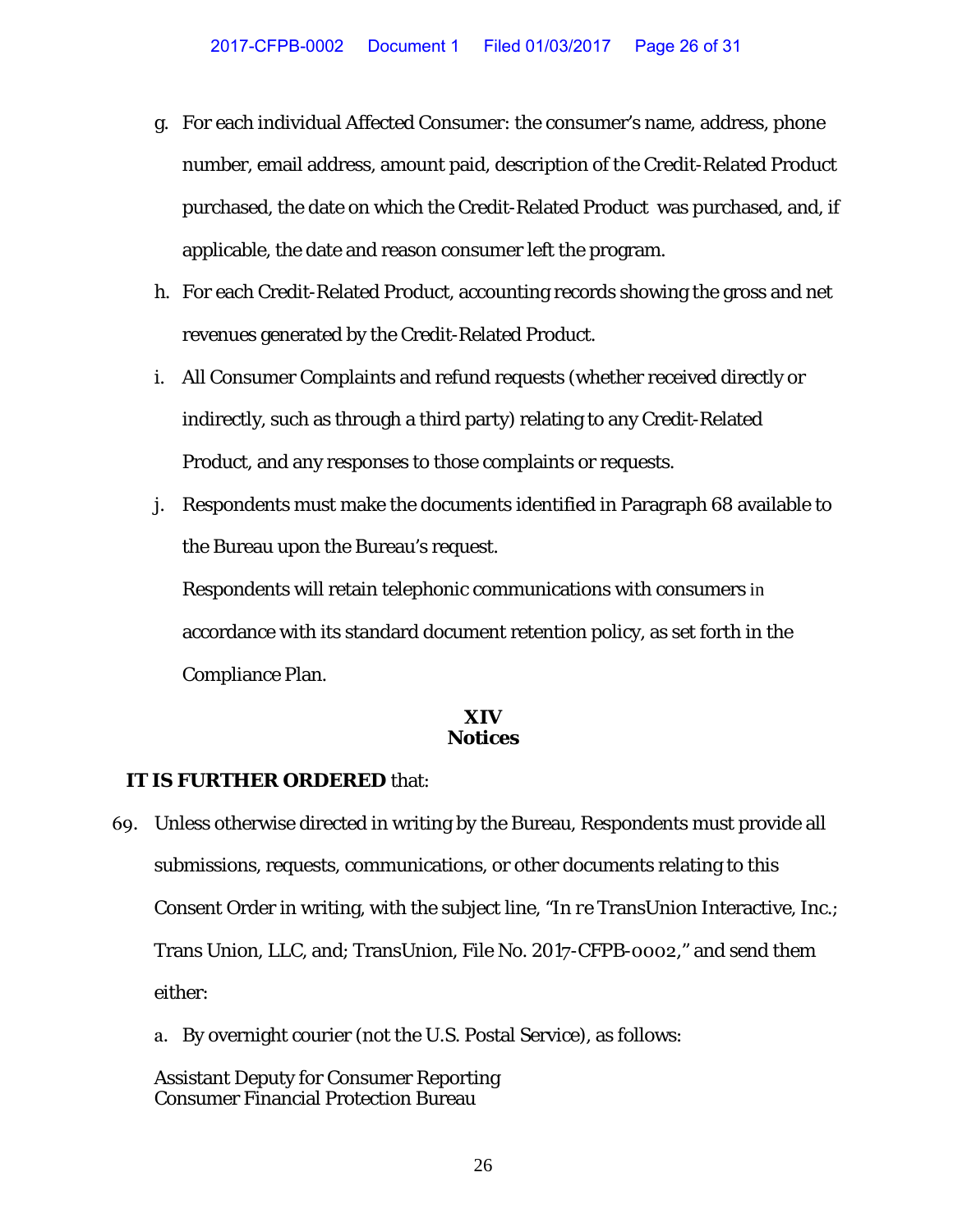g. For each individual Affected Consumer: the consumer's name, address, phone number, email address, amount paid, description of the Credit-Related Product purchased, the date on which the Credit-Related Product was purchased, and, if applicable, the date and reason consumer left the program.

h. For each Credit-Related Product, accounting records showing the gross and net revenues generated by the Credit-Related Product.

i. All Consumer Complaints and refund requests (whether received directly or indirectly, such as through a third party) relating to any Credit-Related Product, and any responses to those complaints or requests.

j. Respondents must make the documents identified in Paragraph 68 available to the Bureau upon the Bureau's request.

Respondents will retain telephonic communications with consumers in accordance with its standard document retention policy, as set forth in the Compliance Plan.

## XIV
## Notices

**IT IS FURTHER ORDERED** that:

69. Unless otherwise directed in writing by the Bureau, Respondents must provide all submissions, requests, communications, or other documents relating to this Consent Order in writing, with the subject line, "*In re* TransUnion Interactive, Inc.; Trans Union, LLC, and; TransUnion, File No. 2017-CFPB-0002," and send them either:

    a. By overnight courier (not the U.S. Postal Service), as follows:

Assistant Deputy for Consumer Reporting
Consumer Financial Protection Bureau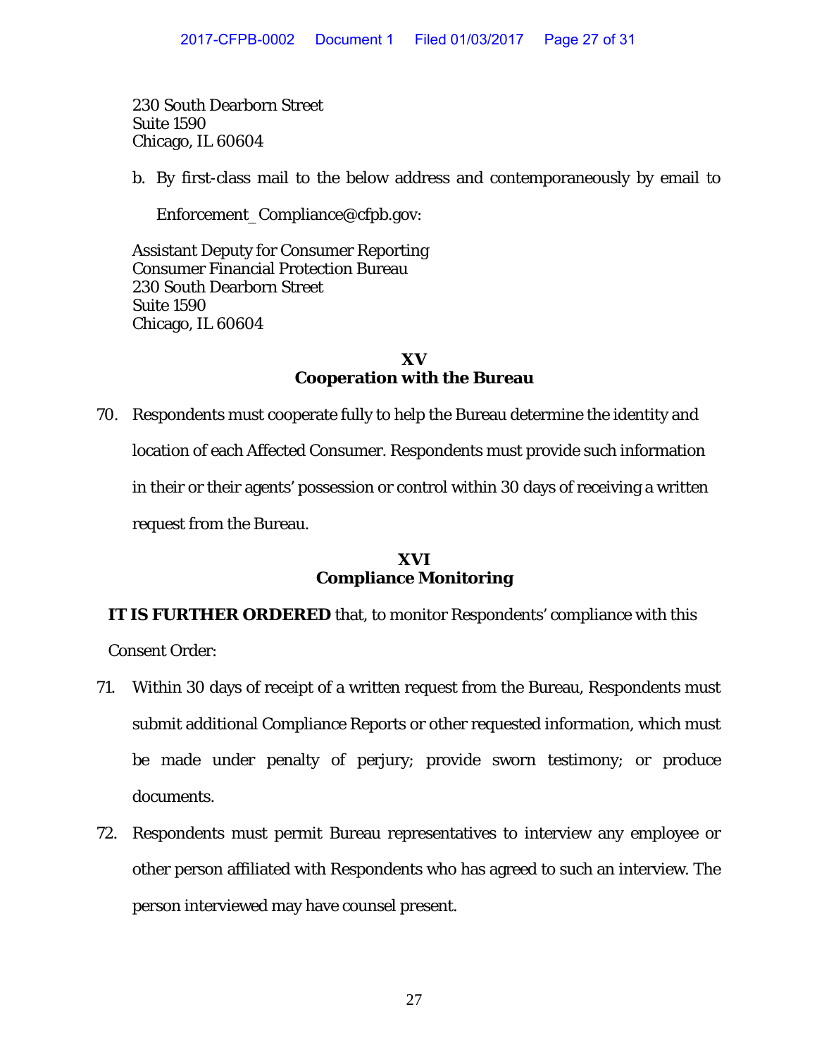230 South Dearborn Street
Suite 1590
Chicago, IL 60604

b. By first-class mail to the below address and contemporaneously by email to Enforcement_Compliance@cfpb.gov:

Assistant Deputy for Consumer Reporting
Consumer Financial Protection Bureau
230 South Dearborn Street
Suite 1590
Chicago, IL 60604

## XV
## Cooperation with the Bureau

70. Respondents must cooperate fully to help the Bureau determine the identity and location of each Affected Consumer. Respondents must provide such information in their or their agents' possession or control within 30 days of receiving a written request from the Bureau.

## XVI
## Compliance Monitoring

**IT IS FURTHER ORDERED** that, to monitor Respondents' compliance with this Consent Order:

71. Within 30 days of receipt of a written request from the Bureau, Respondents must submit additional Compliance Reports or other requested information, which must be made under penalty of perjury; provide sworn testimony; or produce documents.

72. Respondents must permit Bureau representatives to interview any employee or other person affiliated with Respondents who has agreed to such an interview. The person interviewed may have counsel present.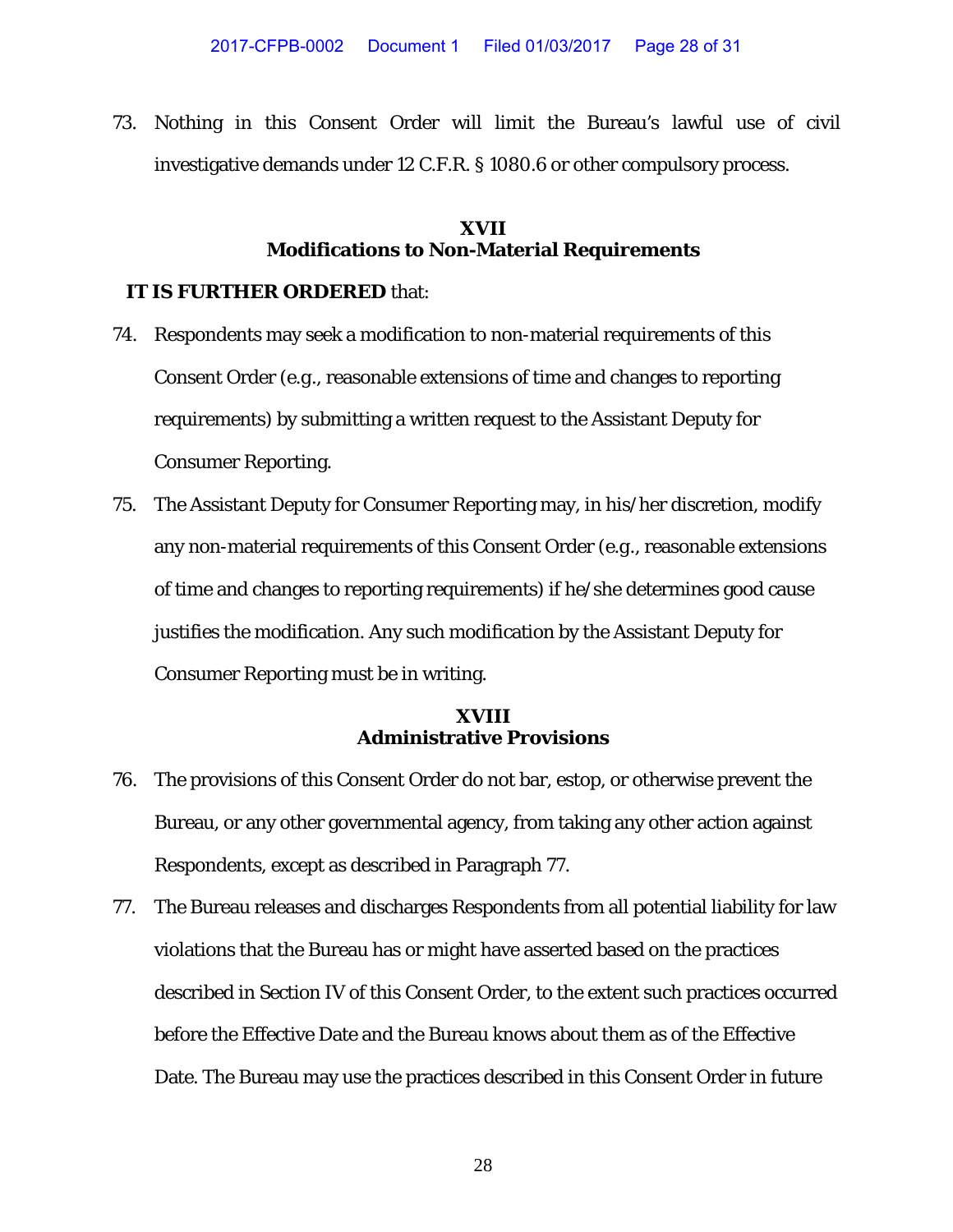73. Nothing in this Consent Order will limit the Bureau's lawful use of civil investigative demands under 12 C.F.R. § 1080.6 or other compulsory process.

## XVII
## Modifications to Non-Material Requirements

**IT IS FURTHER ORDERED** that:

74. Respondents may seek a modification to non-material requirements of this Consent Order (e.g., reasonable extensions of time and changes to reporting requirements) by submitting a written request to the Assistant Deputy for Consumer Reporting.

75. The Assistant Deputy for Consumer Reporting may, in his/her discretion, modify any non-material requirements of this Consent Order (e.g., reasonable extensions of time and changes to reporting requirements) if he/she determines good cause justifies the modification. Any such modification by the Assistant Deputy for Consumer Reporting must be in writing.

## XVIII
## Administrative Provisions

76. The provisions of this Consent Order do not bar, estop, or otherwise prevent the Bureau, or any other governmental agency, from taking any other action against Respondents, except as described in Paragraph 77.

77. The Bureau releases and discharges Respondents from all potential liability for law violations that the Bureau has or might have asserted based on the practices described in Section IV of this Consent Order, to the extent such practices occurred before the Effective Date and the Bureau knows about them as of the Effective Date. The Bureau may use the practices described in this Consent Order in future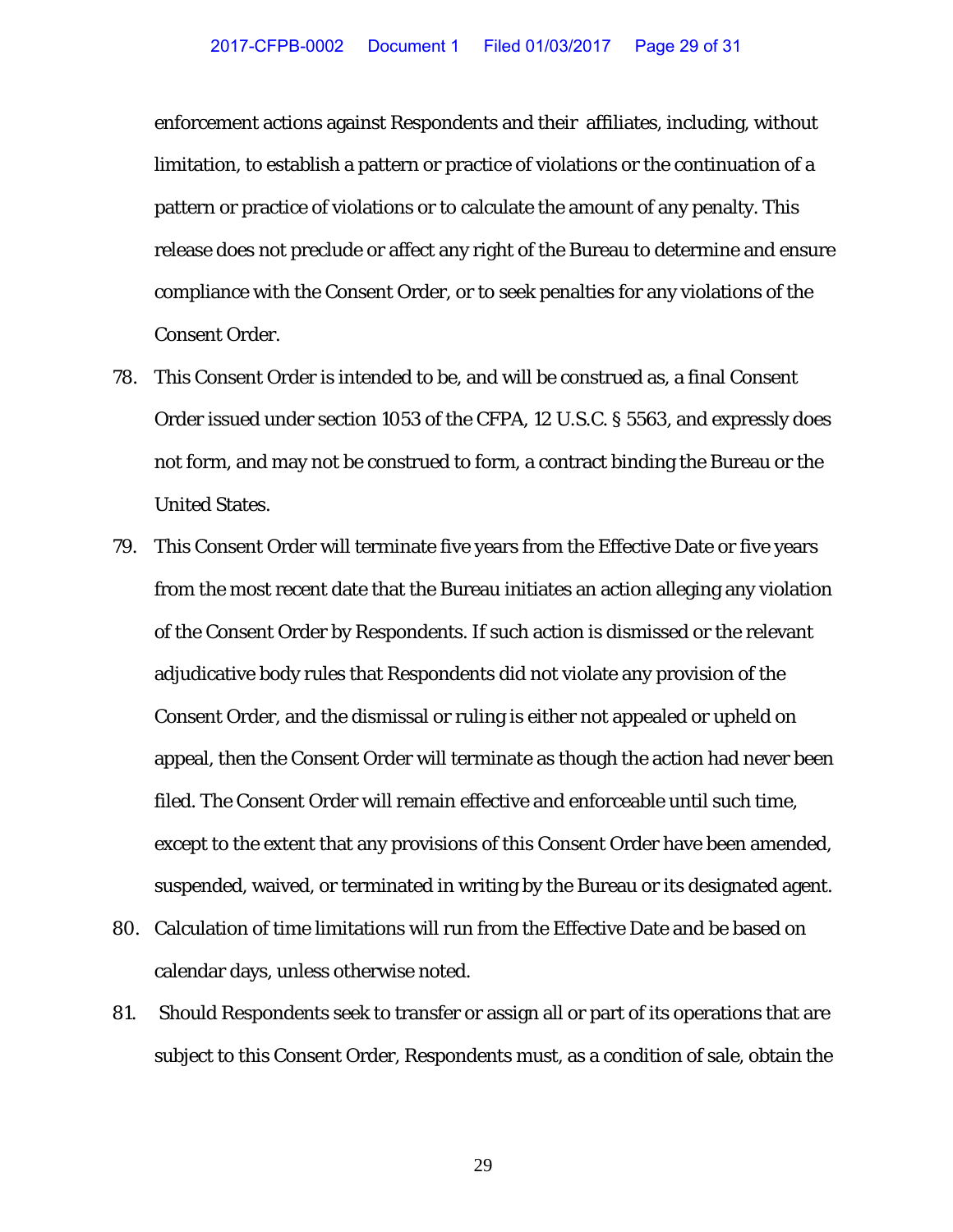enforcement actions against Respondents and their affiliates, including, without limitation, to establish a pattern or practice of violations or the continuation of a pattern or practice of violations or to calculate the amount of any penalty. This release does not preclude or affect any right of the Bureau to determine and ensure compliance with the Consent Order, or to seek penalties for any violations of the Consent Order.

78. This Consent Order is intended to be, and will be construed as, a final Consent Order issued under section 1053 of the CFPA, 12 U.S.C. § 5563, and expressly does not form, and may not be construed to form, a contract binding the Bureau or the United States.

79. This Consent Order will terminate five years from the Effective Date or five years from the most recent date that the Bureau initiates an action alleging any violation of the Consent Order by Respondents. If such action is dismissed or the relevant adjudicative body rules that Respondents did not violate any provision of the Consent Order, and the dismissal or ruling is either not appealed or upheld on appeal, then the Consent Order will terminate as though the action had never been filed. The Consent Order will remain effective and enforceable until such time, except to the extent that any provisions of this Consent Order have been amended, suspended, waived, or terminated in writing by the Bureau or its designated agent.

80. Calculation of time limitations will run from the Effective Date and be based on calendar days, unless otherwise noted.

81. Should Respondents seek to transfer or assign all or part of its operations that are subject to this Consent Order, Respondents must, as a condition of sale, obtain the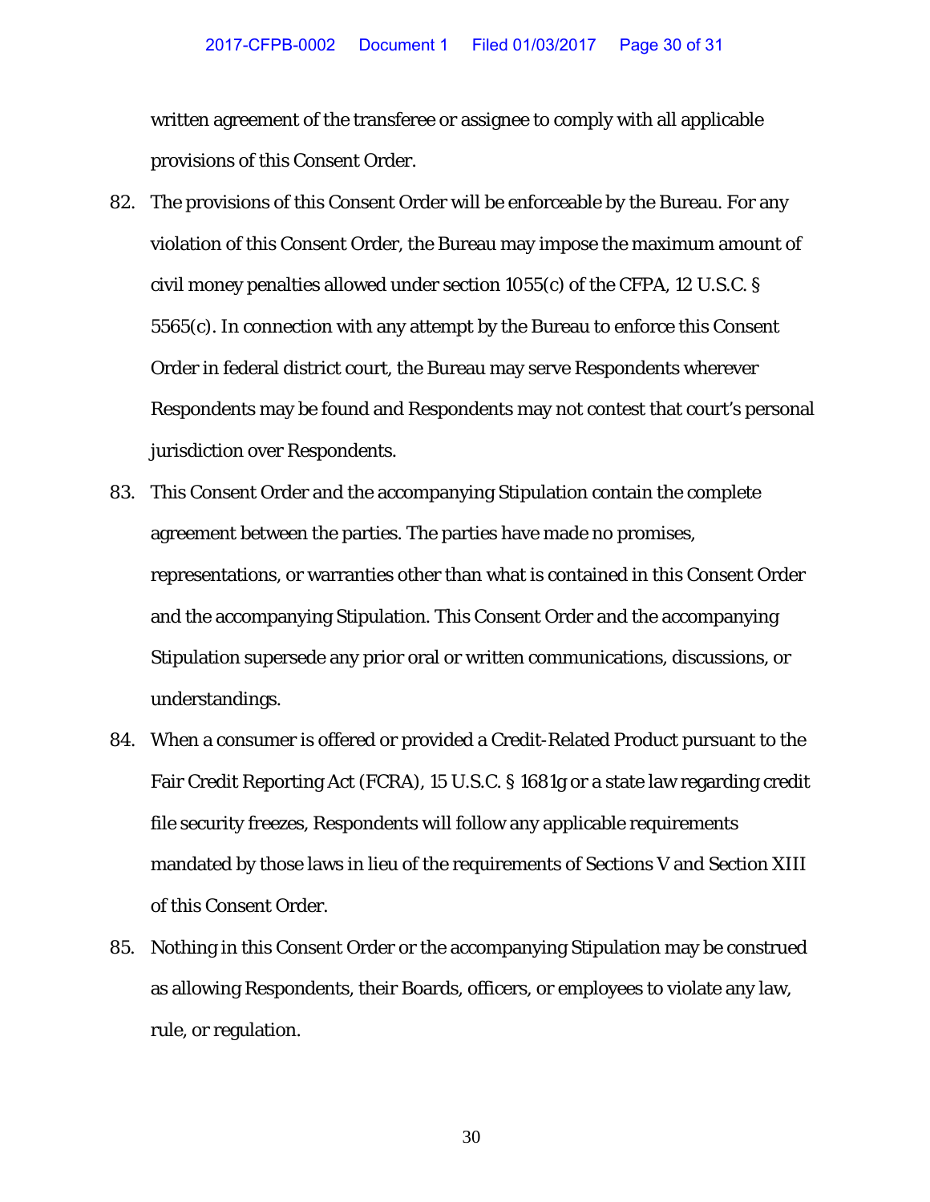written agreement of the transferee or assignee to comply with all applicable provisions of this Consent Order.

82. The provisions of this Consent Order will be enforceable by the Bureau. For any violation of this Consent Order, the Bureau may impose the maximum amount of civil money penalties allowed under section 1055(c) of the CFPA, 12 U.S.C. § 5565(c). In connection with any attempt by the Bureau to enforce this Consent Order in federal district court, the Bureau may serve Respondents wherever Respondents may be found and Respondents may not contest that court's personal jurisdiction over Respondents.

83. This Consent Order and the accompanying Stipulation contain the complete agreement between the parties. The parties have made no promises, representations, or warranties other than what is contained in this Consent Order and the accompanying Stipulation. This Consent Order and the accompanying Stipulation supersede any prior oral or written communications, discussions, or understandings.

84. When a consumer is offered or provided a Credit-Related Product pursuant to the Fair Credit Reporting Act (FCRA), 15 U.S.C. § 1681g or a state law regarding credit file security freezes, Respondents will follow any applicable requirements mandated by those laws in lieu of the requirements of Sections V and Section XIII of this Consent Order.

85. Nothing in this Consent Order or the accompanying Stipulation may be construed as allowing Respondents, their Boards, officers, or employees to violate any law, rule, or regulation.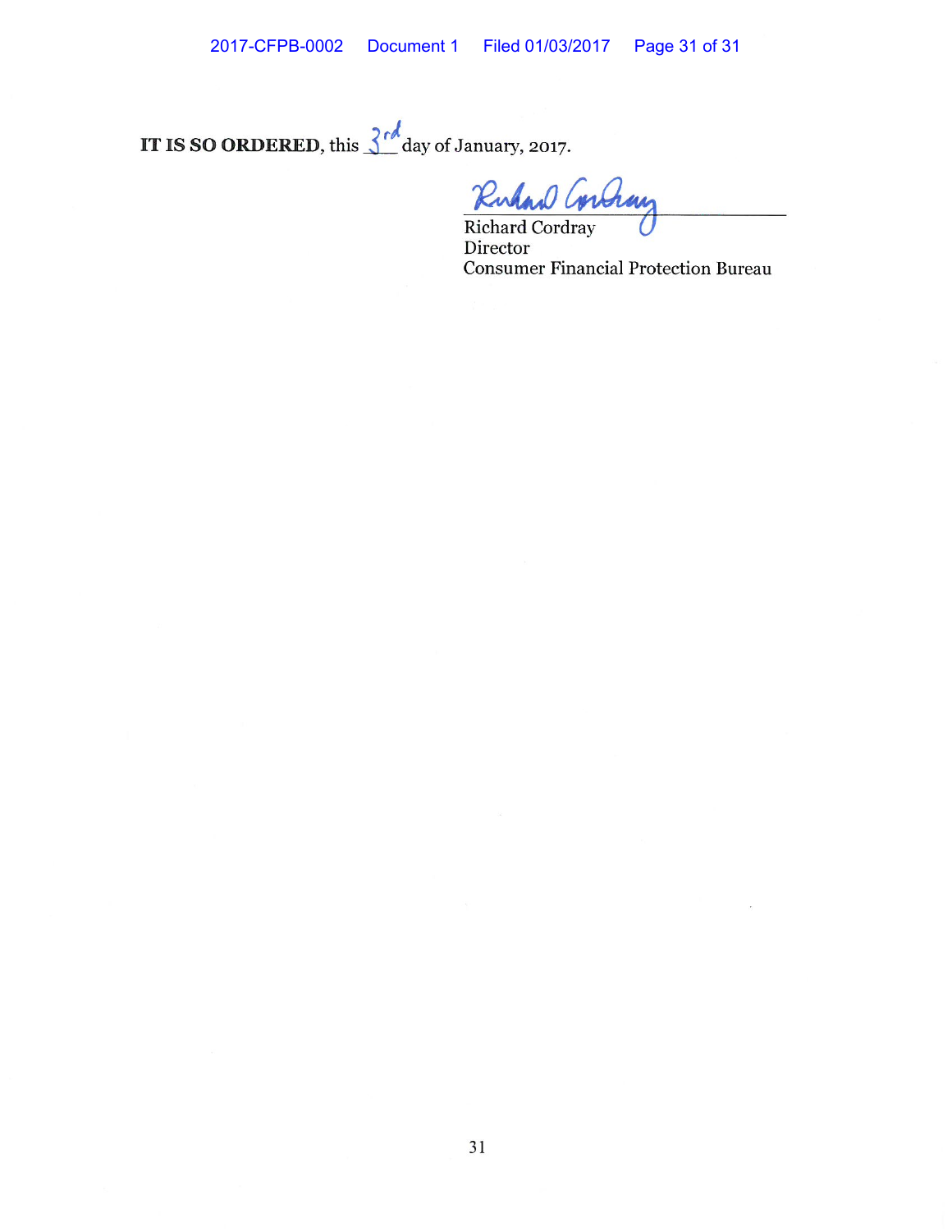**IT IS SO ORDERED**, this 3rd day of January, 2017.

Richard Cordray
Director
Consumer Financial Protection Bureau